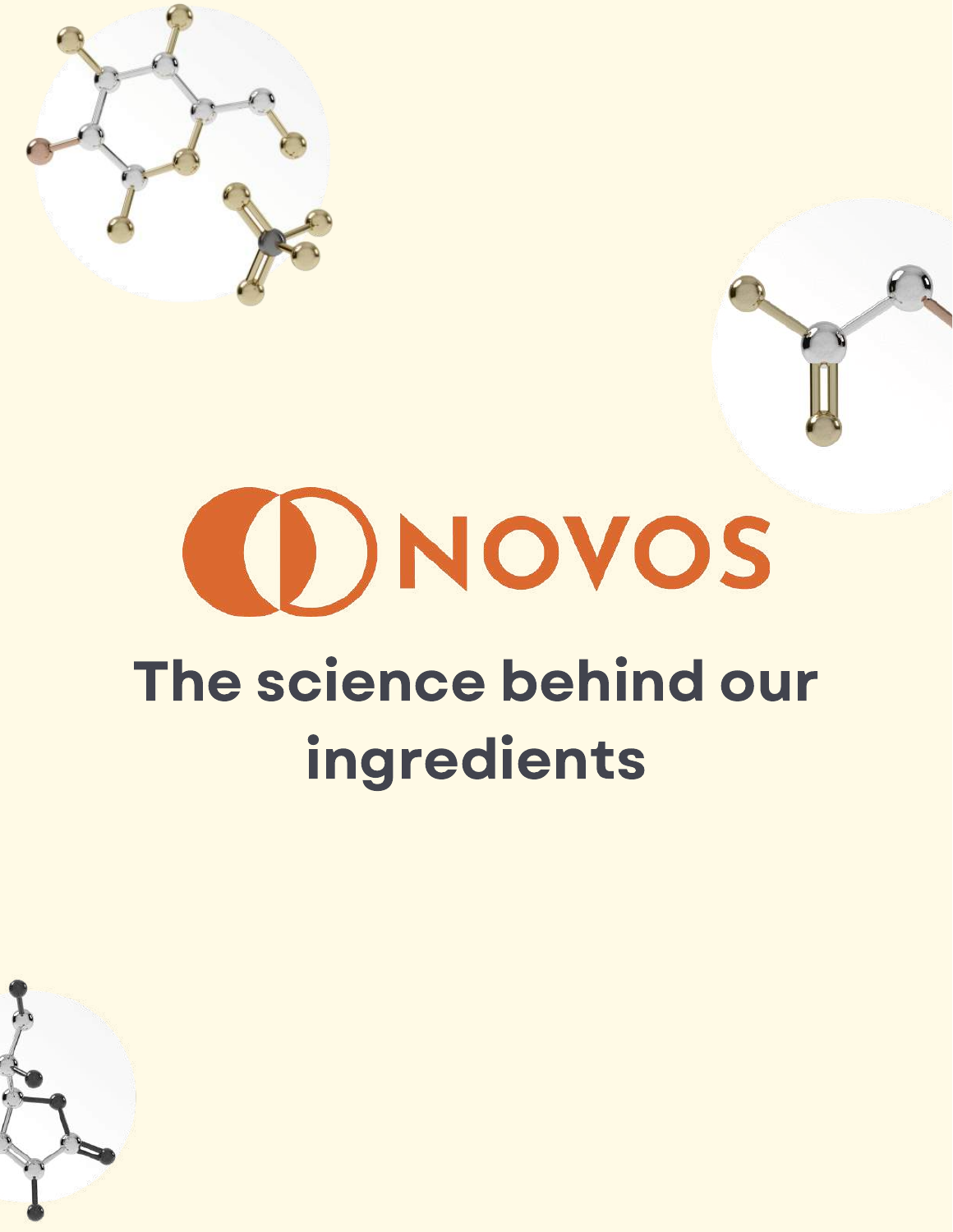# NOVOS

## The science behind our ingredients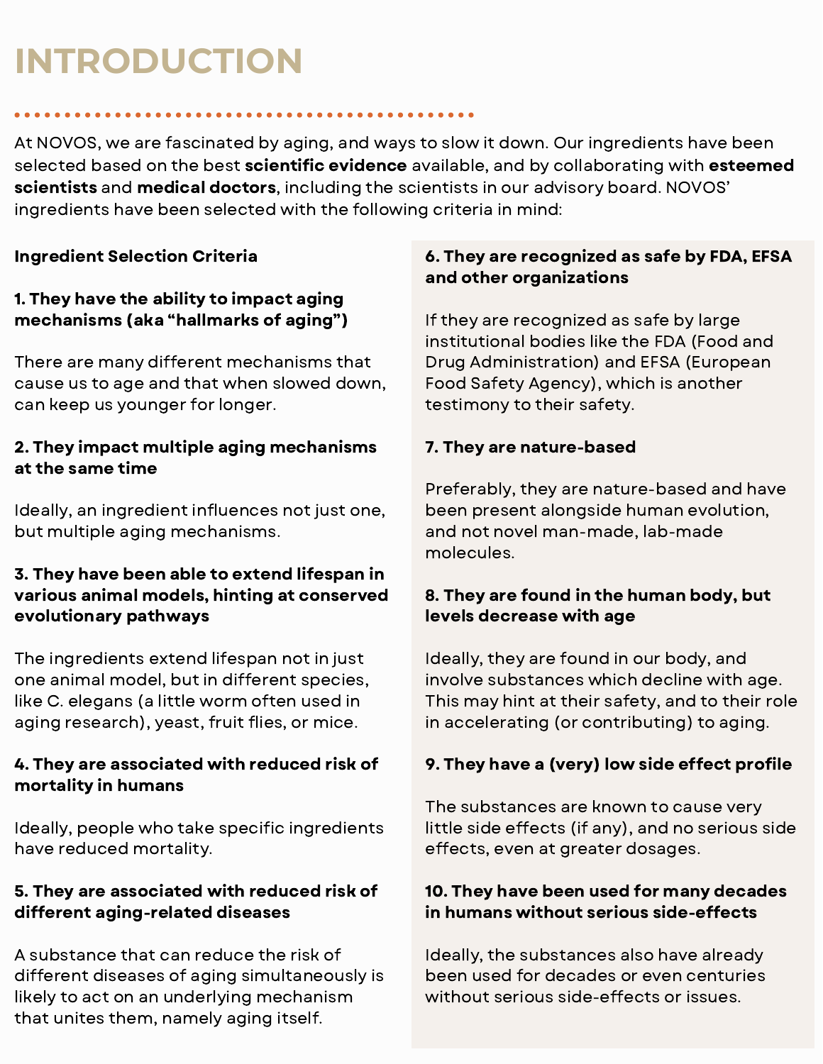# INTRODUCTION

At NOVOS, we are fascinated by aging, and ways to slow it down. Our ingredients have been selected based on the best **scientific evidence** available, and by collaborating with **esteemed scientists** and **medical doctors**, including the scientists in our advisory board. NOVOS' ingredients have been selected with the following criteria in mind:

**Ingredient Selection Criteria**

**1. They have the ability to impact aging mechanisms (aka "hallmarks of aging")**

There are many different mechanisms that cause us to age and that when slowed down, can keep us younger for longer.

**2. They impact multiple aging mechanisms at the same time**

Ideally, an ingredient influences not just one, but multiple aging mechanisms.

**3. They have been able to extend lifespan in various animal models, hinting at conserved evolutionary pathways**

The ingredients extend lifespan not in just one animal model, but in different species, like C. elegans (a little worm often used in aging research), yeast, fruit flies, or mice.

**4. They are associated with reduced risk of mortality in humans**

Ideally, people who take specific ingredients have reduced mortality.

**5. They are associated with reduced risk of different aging-related diseases**

A substance that can reduce the risk of different diseases of aging simultaneously is likely to act on an underlying mechanism that unites them, namely aging itself.

**6. They are recognized as safe by FDA, EFSA and other organizations**

If they are recognized as safe by large institutional bodies like the FDA (Food and Drug Administration) and EFSA (European Food Safety Agency), which is another testimony to their safety.

**7. They are nature-based**

Preferably, they are nature-based and have been present alongside human evolution, and not novel man-made, lab-made molecules.

**8. They are found in the human body, but levels decrease with age**

Ideally, they are found in our body, and involve substances which decline with age. This may hint at their safety, and to their role in accelerating (or contributing) to aging.

**9. They have a (very) low side effect profile**

The substances are known to cause very little side effects (if any), and no serious side effects, even at greater dosages.

**10. They have been used for many decades in humans without serious side-effects**

Ideally, the substances also have already been used for decades or even centuries without serious side-effects or issues.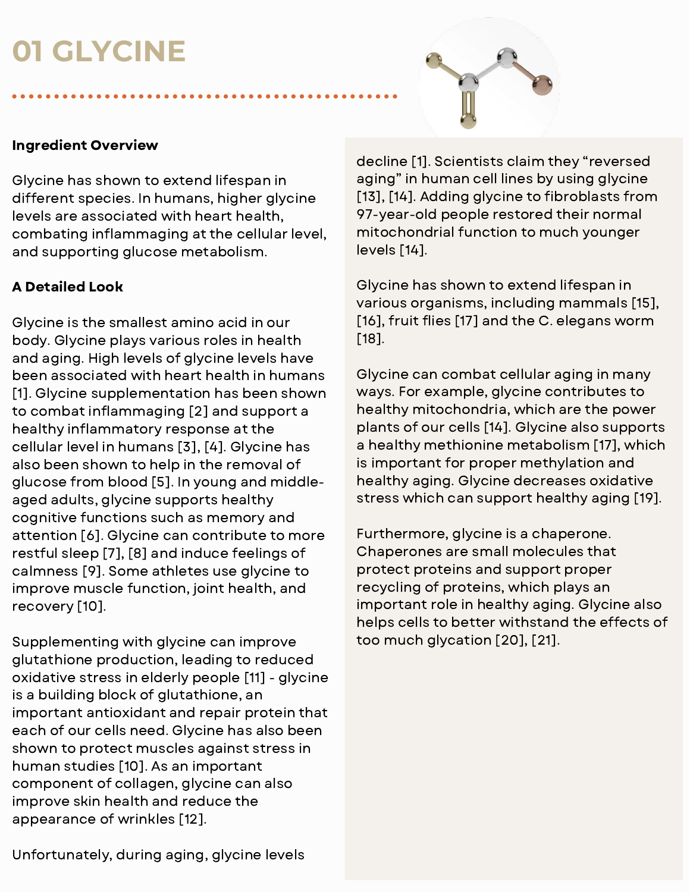# 01 GLYCINE

**Ingredient Overview**

Glycine has shown to extend lifespan in different species. In humans, higher glycine levels are associated with heart health, combating inflammaging at the cellular level, and supporting glucose metabolism.

**A Detailed Look**

Glycine is the smallest amino acid in our body. Glycine plays various roles in health and aging. High levels of glycine levels have been associated with heart health in humans [1]. Glycine supplementation has been shown to combat inflammaging [2] and support a healthy inflammatory response at the cellular level in humans [3], [4]. Glycine has also been shown to help in the removal of glucose from blood [5]. In young and middle-aged adults, glycine supports healthy cognitive functions such as memory and attention [6]. Glycine can contribute to more restful sleep [7], [8] and induce feelings of calmness [9]. Some athletes use glycine to improve muscle function, joint health, and recovery [10].

Supplementing with glycine can improve glutathione production, leading to reduced oxidative stress in elderly people [11] - glycine is a building block of glutathione, an important antioxidant and repair protein that each of our cells need. Glycine has also been shown to protect muscles against stress in human studies [10]. As an important component of collagen, glycine can also improve skin health and reduce the appearance of wrinkles [12].

Unfortunately, during aging, glycine levels decline [1]. Scientists claim they "reversed aging" in human cell lines by using glycine [13], [14]. Adding glycine to fibroblasts from 97-year-old people restored their normal mitochondrial function to much younger levels [14].

Glycine has shown to extend lifespan in various organisms, including mammals [15], [16], fruit flies [17] and the C. elegans worm [18].

Glycine can combat cellular aging in many ways. For example, glycine contributes to healthy mitochondria, which are the power plants of our cells [14]. Glycine also supports a healthy methionine metabolism [17], which is important for proper methylation and healthy aging. Glycine decreases oxidative stress which can support healthy aging [19].

Furthermore, glycine is a chaperone. Chaperones are small molecules that protect proteins and support proper recycling of proteins, which plays an important role in healthy aging. Glycine also helps cells to better withstand the effects of too much glycation [20], [21].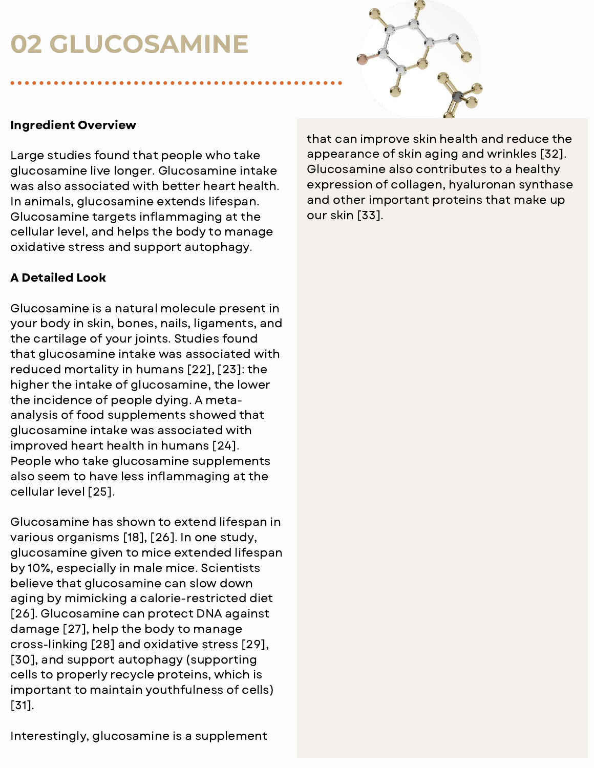# 02 GLUCOSAMINE

**Ingredient Overview**

Large studies found that people who take glucosamine live longer. Glucosamine intake was also associated with better heart health. In animals, glucosamine extends lifespan. Glucosamine targets inflammaging at the cellular level, and helps the body to manage oxidative stress and support autophagy.

**A Detailed Look**

Glucosamine is a natural molecule present in your body in skin, bones, nails, ligaments, and the cartilage of your joints. Studies found that glucosamine intake was associated with reduced mortality in humans [22], [23]: the higher the intake of glucosamine, the lower the incidence of people dying. A meta-analysis of food supplements showed that glucosamine intake was associated with improved heart health in humans [24]. People who take glucosamine supplements also seem to have less inflammaging at the cellular level [25].

Glucosamine has shown to extend lifespan in various organisms [18], [26]. In one study, glucosamine given to mice extended lifespan by 10%, especially in male mice. Scientists believe that glucosamine can slow down aging by mimicking a calorie-restricted diet [26]. Glucosamine can protect DNA against damage [27], help the body to manage cross-linking [28] and oxidative stress [29], [30], and support autophagy (supporting cells to properly recycle proteins, which is important to maintain youthfulness of cells) [31].

Interestingly, glucosamine is a supplement that can improve skin health and reduce the appearance of skin aging and wrinkles [32]. Glucosamine also contributes to a healthy expression of collagen, hyaluronan synthase and other important proteins that make up our skin [33].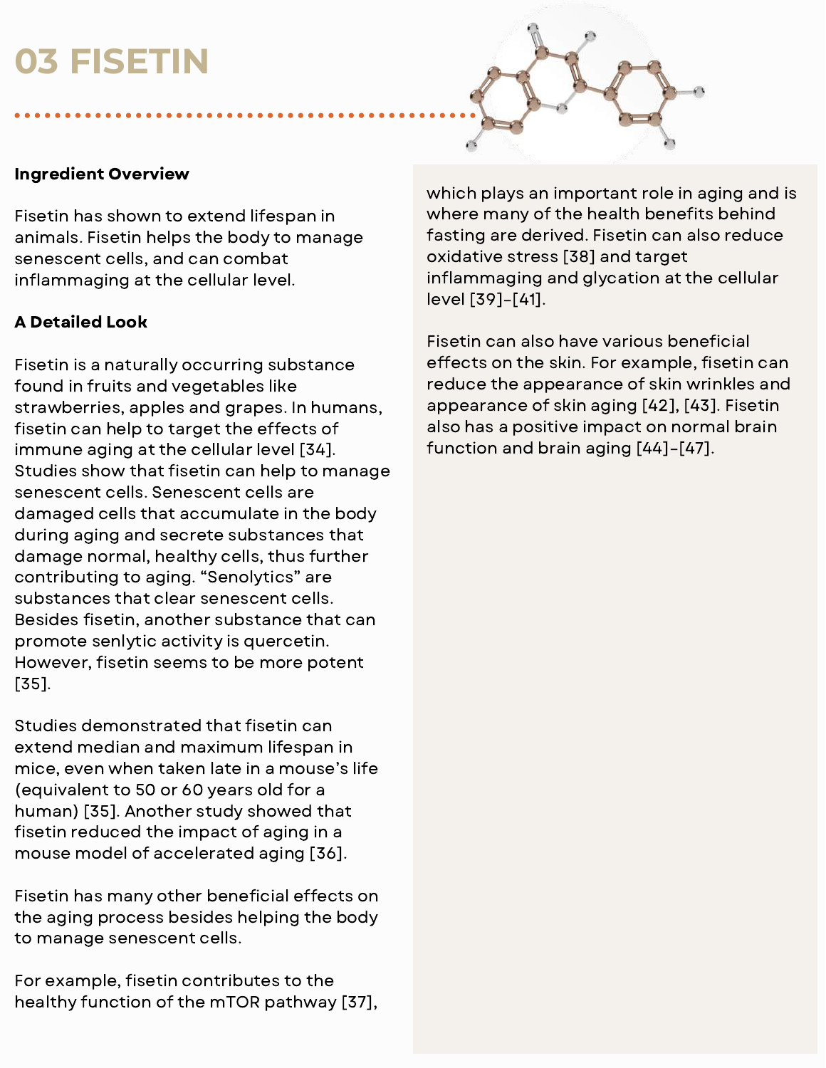# 03 FISETIN

**Ingredient Overview**

Fisetin has shown to extend lifespan in animals. Fisetin helps the body to manage senescent cells, and can combat inflammaging at the cellular level.

**A Detailed Look**

Fisetin is a naturally occurring substance found in fruits and vegetables like strawberries, apples and grapes. In humans, fisetin can help to target the effects of immune aging at the cellular level [34]. Studies show that fisetin can help to manage senescent cells. Senescent cells are damaged cells that accumulate in the body during aging and secrete substances that damage normal, healthy cells, thus further contributing to aging. "Senolytics" are substances that clear senescent cells. Besides fisetin, another substance that can promote senlytic activity is quercetin. However, fisetin seems to be more potent [35].

Studies demonstrated that fisetin can extend median and maximum lifespan in mice, even when taken late in a mouse's life (equivalent to 50 or 60 years old for a human) [35]. Another study showed that fisetin reduced the impact of aging in a mouse model of accelerated aging [36].

Fisetin has many other beneficial effects on the aging process besides helping the body to manage senescent cells.

For example, fisetin contributes to the healthy function of the mTOR pathway [37], which plays an important role in aging and is where many of the health benefits behind fasting are derived. Fisetin can also reduce oxidative stress [38] and target inflammaging and glycation at the cellular level [39]–[41].

Fisetin can also have various beneficial effects on the skin. For example, fisetin can reduce the appearance of skin wrinkles and appearance of skin aging [42], [43]. Fisetin also has a positive impact on normal brain function and brain aging [44]–[47].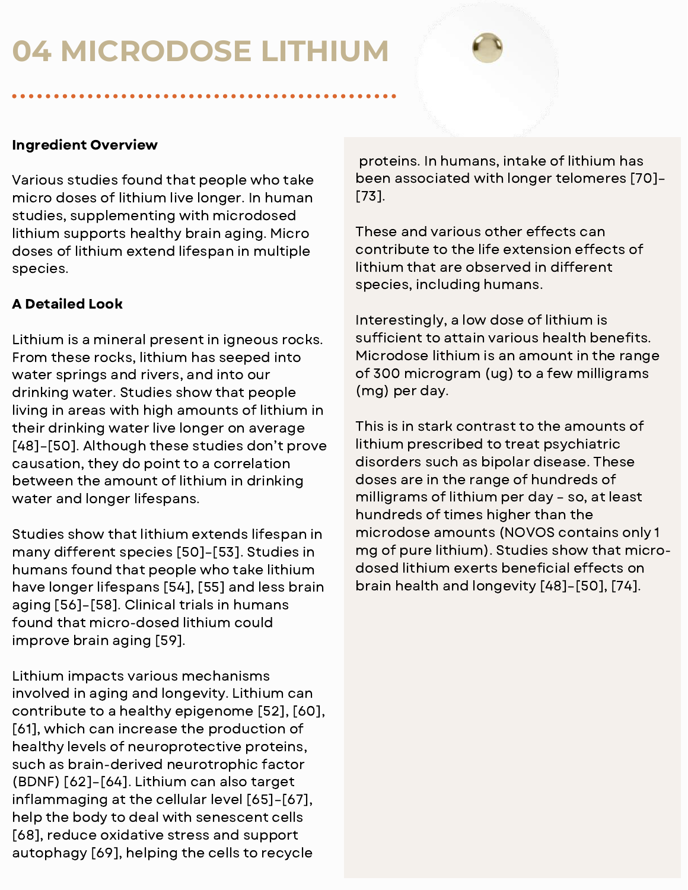# 04 MICRODOSE LITHIUM

**Ingredient Overview**

Various studies found that people who take micro doses of lithium live longer. In human studies, supplementing with microdosed lithium supports healthy brain aging. Micro doses of lithium extend lifespan in multiple species.

**A Detailed Look**

Lithium is a mineral present in igneous rocks. From these rocks, lithium has seeped into water springs and rivers, and into our drinking water. Studies show that people living in areas with high amounts of lithium in their drinking water live longer on average [48]–[50]. Although these studies don't prove causation, they do point to a correlation between the amount of lithium in drinking water and longer lifespans.

Studies show that lithium extends lifespan in many different species [50]–[53]. Studies in humans found that people who take lithium have longer lifespans [54], [55] and less brain aging [56]–[58]. Clinical trials in humans found that micro-dosed lithium could improve brain aging [59].

Lithium impacts various mechanisms involved in aging and longevity. Lithium can contribute to a healthy epigenome [52], [60], [61], which can increase the production of healthy levels of neuroprotective proteins, such as brain-derived neurotrophic factor (BDNF) [62]–[64]. Lithium can also target inflammaging at the cellular level [65]–[67], help the body to deal with senescent cells [68], reduce oxidative stress and support autophagy [69], helping the cells to recycle proteins. In humans, intake of lithium has been associated with longer telomeres [70]–[73].

These and various other effects can contribute to the life extension effects of lithium that are observed in different species, including humans.

Interestingly, a low dose of lithium is sufficient to attain various health benefits. Microdose lithium is an amount in the range of 300 microgram (ug) to a few milligrams (mg) per day.

This is in stark contrast to the amounts of lithium prescribed to treat psychiatric disorders such as bipolar disease. These doses are in the range of hundreds of milligrams of lithium per day – so, at least hundreds of times higher than the microdose amounts (NOVOS contains only 1 mg of pure lithium). Studies show that micro-dosed lithium exerts beneficial effects on brain health and longevity [48]–[50], [74].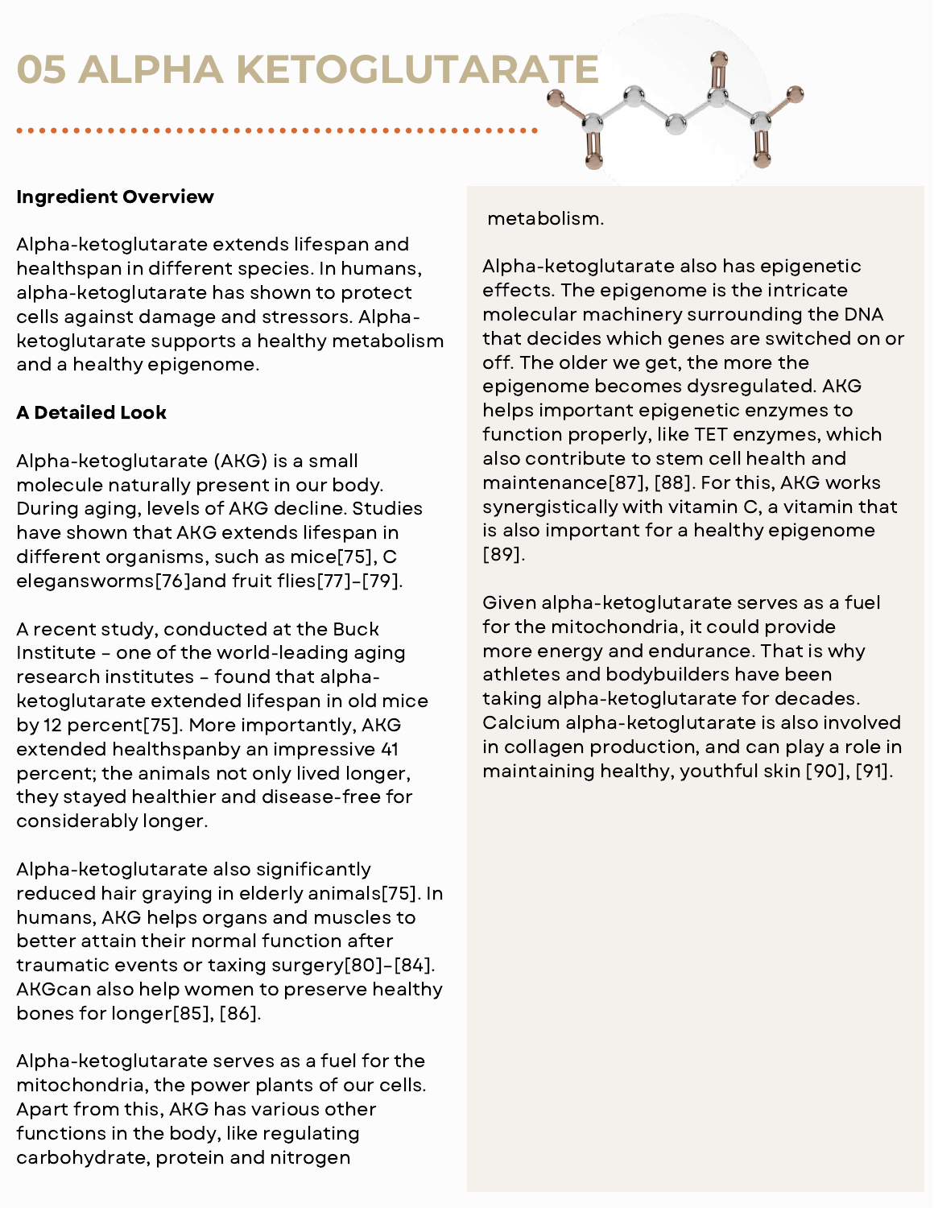# 05 ALPHA KETOGLUTARATE

**Ingredient Overview**

Alpha-ketoglutarate extends lifespan and healthspan in different species. In humans, alpha-ketoglutarate has shown to protect cells against damage and stressors. Alpha-ketoglutarate supports a healthy metabolism and a healthy epigenome.

**A Detailed Look**

Alpha-ketoglutarate (AKG) is a small molecule naturally present in our body. During aging, levels of AKG decline. Studies have shown that AKG extends lifespan in different organisms, such as mice[75], C eleganswormss[76]and fruit flies[77]–[79].

A recent study, conducted at the Buck Institute – one of the world-leading aging research institutes – found that alpha-ketoglutarate extended lifespan in old mice by 12 percent[75]. More importantly, AKG extended healthspanby an impressive 41 percent; the animals not only lived longer, they stayed healthier and disease-free for considerably longer.

Alpha-ketoglutarate also significantly reduced hair graying in elderly animals[75]. In humans, AKG helps organs and muscles to better attain their normal function after traumatic events or taxing surgery[80]–[84]. AKGcan also help women to preserve healthy bones for longer[85], [86].

Alpha-ketoglutarate serves as a fuel for the mitochondria, the power plants of our cells. Apart from this, AKG has various other functions in the body, like regulating carbohydrate, protein and nitrogen metabolism.

Alpha-ketoglutarate also has epigenetic effects. The epigenome is the intricate molecular machinery surrounding the DNA that decides which genes are switched on or off. The older we get, the more the epigenome becomes dysregulated. AKG helps important epigenetic enzymes to function properly, like TET enzymes, which also contribute to stem cell health and maintenance[87], [88]. For this, AKG works synergistically with vitamin C, a vitamin that is also important for a healthy epigenome [89].

Given alpha-ketoglutarate serves as a fuel for the mitochondria, it could provide more energy and endurance. That is why athletes and bodybuilders have been taking alpha-ketoglutarate for decades. Calcium alpha-ketoglutarate is also involved in collagen production, and can play a role in maintaining healthy, youthful skin [90], [91].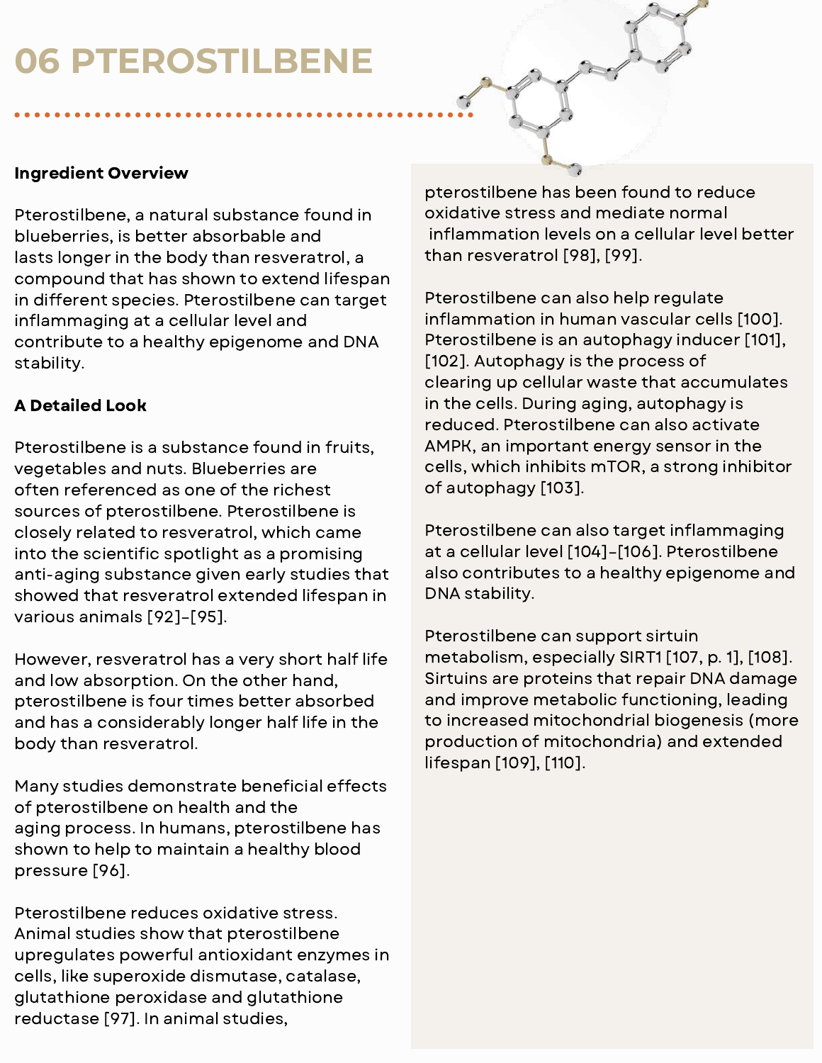# 06 PTEROSTILBENE

**Ingredient Overview**

Pterostilbene, a natural substance found in blueberries, is better absorbable and lasts longer in the body than resveratrol, a compound that has shown to extend lifespan in different species. Pterostilbene can target inflammaging at a cellular level and contribute to a healthy epigenome and DNA stability.

**A Detailed Look**

Pterostilbene is a substance found in fruits, vegetables and nuts. Blueberries are often referenced as one of the richest sources of pterostilbene. Pterostilbene is closely related to resveratrol, which came into the scientific spotlight as a promising anti-aging substance given early studies that showed that resveratrol extended lifespan in various animals [92]–[95].

However, resveratrol has a very short half life and low absorption. On the other hand, pterostilbene is four times better absorbed and has a considerably longer half life in the body than resveratrol.

Many studies demonstrate beneficial effects of pterostilbene on health and the aging process. In humans, pterostilbene has shown to help to maintain a healthy blood pressure [96].

Pterostilbene reduces oxidative stress. Animal studies show that pterostilbene upregulates powerful antioxidant enzymes in cells, like superoxide dismutase, catalase, glutathione peroxidase and glutathione reductase [97]. In animal studies, pterostilbene has been found to reduce oxidative stress and mediate normal inflammation levels on a cellular level better than resveratrol [98], [99].

Pterostilbene can also help regulate inflammation in human vascular cells [100]. Pterostilbene is an autophagy inducer [101], [102]. Autophagy is the process of clearing up cellular waste that accumulates in the cells. During aging, autophagy is reduced. Pterostilbene can also activate AMPK, an important energy sensor in the cells, which inhibits mTOR, a strong inhibitor of autophagy [103].

Pterostilbene can also target inflammaging at a cellular level [104]–[106]. Pterostilbene also contributes to a healthy epigenome and DNA stability.

Pterostilbene can support sirtuin metabolism, especially SIRT1 [107, p. 1], [108]. Sirtuins are proteins that repair DNA damage and improve metabolic functioning, leading to increased mitochondrial biogenesis (more production of mitochondria) and extended lifespan [109], [110].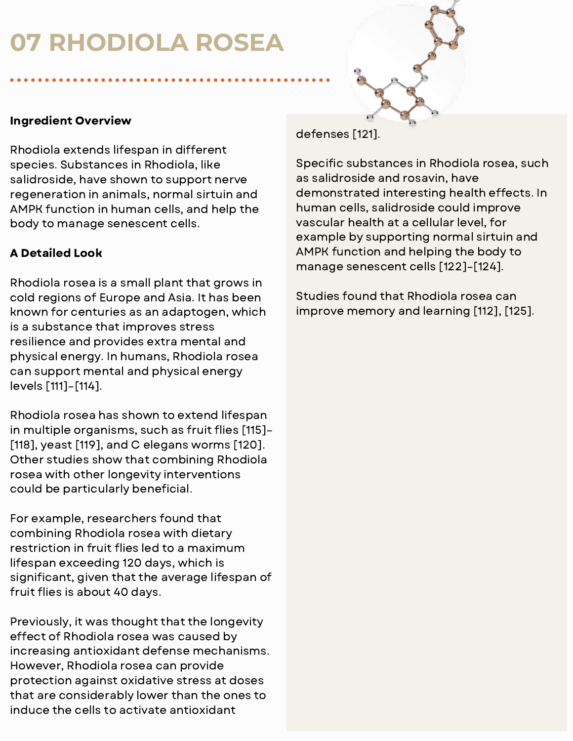# 07 RHODIOLA ROSEA

**Ingredient Overview**

Rhodiola extends lifespan in different species. Substances in Rhodiola, like salidroside, have shown to support nerve regeneration in animals, normal sirtuin and AMPK function in human cells, and help the body to manage senescent cells.

**A Detailed Look**

Rhodiola rosea is a small plant that grows in cold regions of Europe and Asia. It has been known for centuries as an adaptogen, which is a substance that improves stress resilience and provides extra mental and physical energy. In humans, Rhodiola rosea can support mental and physical energy levels [111]-[114].

Rhodiola rosea has shown to extend lifespan in multiple organisms, such as fruit flies [115]-[118], yeast [119], and C elegans worms [120]. Other studies show that combining Rhodiola rosea with other longevity interventions could be particularly beneficial.

For example, researchers found that combining Rhodiola rosea with dietary restriction in fruit flies led to a maximum lifespan exceeding 120 days, which is significant, given that the average lifespan of fruit flies is about 40 days.

Previously, it was thought that the longevity effect of Rhodiola rosea was caused by increasing antioxidant defense mechanisms. However, Rhodiola rosea can provide protection against oxidative stress at doses that are considerably lower than the ones to induce the cells to activate antioxidant defenses [121].

Specific substances in Rhodiola rosea, such as salidroside and rosavin, have demonstrated interesting health effects. In human cells, salidroside could improve vascular health at a cellular level, for example by supporting normal sirtuin and AMPK function and helping the body to manage senescent cells [122]-[124].

Studies found that Rhodiola rosea can improve memory and learning [112], [125].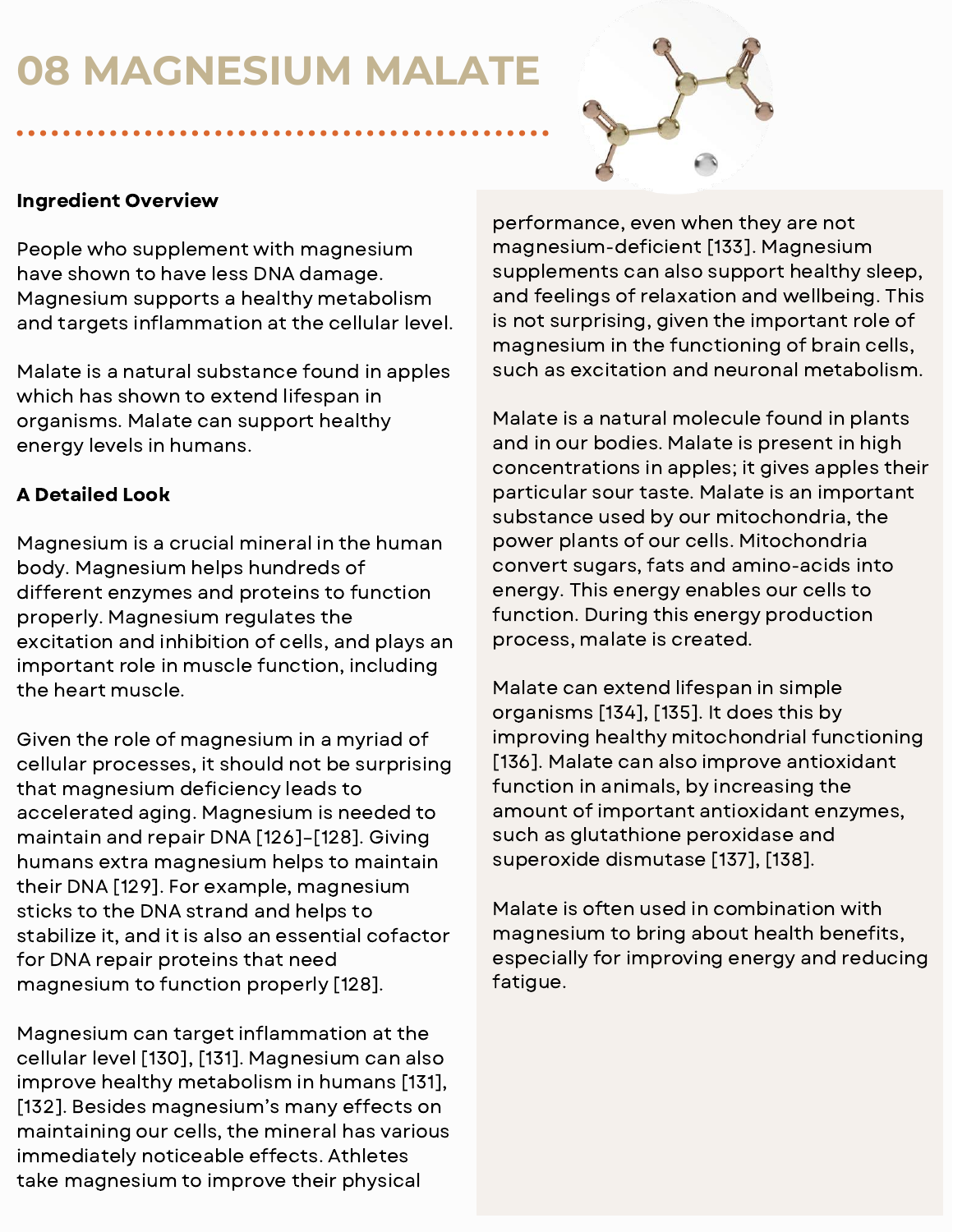# 08 MAGNESIUM MALATE

**Ingredient Overview**

People who supplement with magnesium have shown to have less DNA damage. Magnesium supports a healthy metabolism and targets inflammation at the cellular level.

Malate is a natural substance found in apples which has shown to extend lifespan in organisms. Malate can support healthy energy levels in humans.

**A Detailed Look**

Magnesium is a crucial mineral in the human body. Magnesium helps hundreds of different enzymes and proteins to function properly. Magnesium regulates the excitation and inhibition of cells, and plays an important role in muscle function, including the heart muscle.

Given the role of magnesium in a myriad of cellular processes, it should not be surprising that magnesium deficiency leads to accelerated aging. Magnesium is needed to maintain and repair DNA [126]–[128]. Giving humans extra magnesium helps to maintain their DNA [129]. For example, magnesium sticks to the DNA strand and helps to stabilize it, and it is also an essential cofactor for DNA repair proteins that need magnesium to function properly [128].

Magnesium can target inflammation at the cellular level [130], [131]. Magnesium can also improve healthy metabolism in humans [131], [132]. Besides magnesium's many effects on maintaining our cells, the mineral has various immediately noticeable effects. Athletes take magnesium to improve their physical performance, even when they are not magnesium-deficient [133]. Magnesium supplements can also support healthy sleep, and feelings of relaxation and wellbeing. This is not surprising, given the important role of magnesium in the functioning of brain cells, such as excitation and neuronal metabolism.

Malate is a natural molecule found in plants and in our bodies. Malate is present in high concentrations in apples; it gives apples their particular sour taste. Malate is an important substance used by our mitochondria, the power plants of our cells. Mitochondria convert sugars, fats and amino-acids into energy. This energy enables our cells to function. During this energy production process, malate is created.

Malate can extend lifespan in simple organisms [134], [135]. It does this by improving healthy mitochondrial functioning [136]. Malate can also improve antioxidant function in animals, by increasing the amount of important antioxidant enzymes, such as glutathione peroxidase and superoxide dismutase [137], [138].

Malate is often used in combination with magnesium to bring about health benefits, especially for improving energy and reducing fatigue.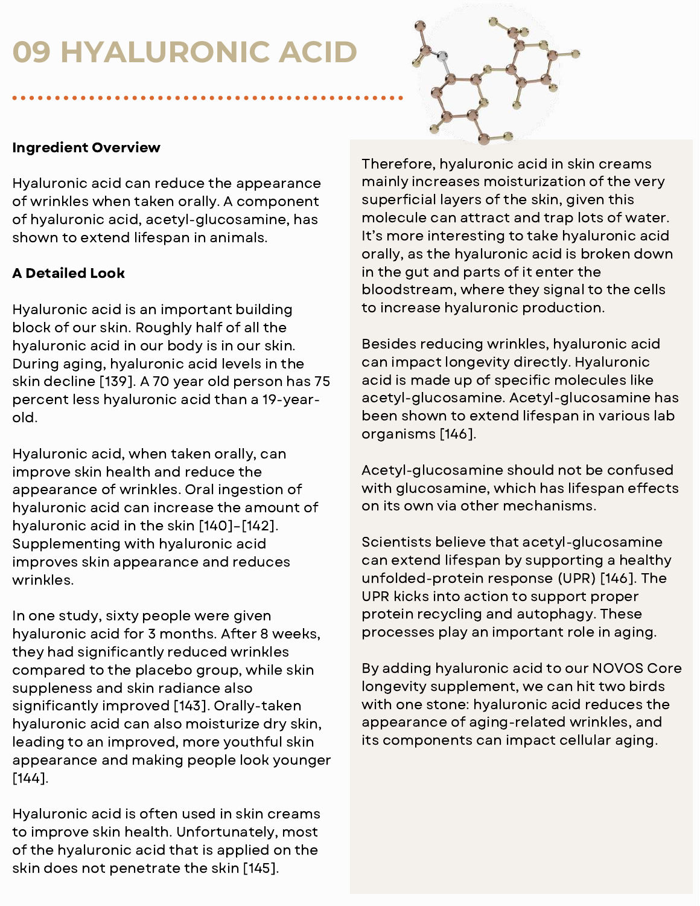# 09 HYALURONIC ACID

**Ingredient Overview**

Hyaluronic acid can reduce the appearance of wrinkles when taken orally. A component of hyaluronic acid, acetyl-glucosamine, has shown to extend lifespan in animals.

**A Detailed Look**

Hyaluronic acid is an important building block of our skin. Roughly half of all the hyaluronic acid in our body is in our skin. During aging, hyaluronic acid levels in the skin decline [139]. A 70 year old person has 75 percent less hyaluronic acid than a 19-year-old.

Hyaluronic acid, when taken orally, can improve skin health and reduce the appearance of wrinkles. Oral ingestion of hyaluronic acid can increase the amount of hyaluronic acid in the skin [140]–[142]. Supplementing with hyaluronic acid improves skin appearance and reduces wrinkles.

In one study, sixty people were given hyaluronic acid for 3 months. After 8 weeks, they had significantly reduced wrinkles compared to the placebo group, while skin suppleness and skin radiance also significantly improved [143]. Orally-taken hyaluronic acid can also moisturize dry skin, leading to an improved, more youthful skin appearance and making people look younger [144].

Hyaluronic acid is often used in skin creams to improve skin health. Unfortunately, most of the hyaluronic acid that is applied on the skin does not penetrate the skin [145].

Therefore, hyaluronic acid in skin creams mainly increases moisturization of the very superficial layers of the skin, given this molecule can attract and trap lots of water. It's more interesting to take hyaluronic acid orally, as the hyaluronic acid is broken down in the gut and parts of it enter the bloodstream, where they signal to the cells to increase hyaluronic production.

Besides reducing wrinkles, hyaluronic acid can impact longevity directly. Hyaluronic acid is made up of specific molecules like acetyl-glucosamine. Acetyl-glucosamine has been shown to extend lifespan in various lab organisms [146].

Acetyl-glucosamine should not be confused with glucosamine, which has lifespan effects on its own via other mechanisms.

Scientists believe that acetyl-glucosamine can extend lifespan by supporting a healthy unfolded-protein response (UPR) [146]. The UPR kicks into action to support proper protein recycling and autophagy. These processes play an important role in aging.

By adding hyaluronic acid to our NOVOS Core longevity supplement, we can hit two birds with one stone: hyaluronic acid reduces the appearance of aging-related wrinkles, and its components can impact cellular aging.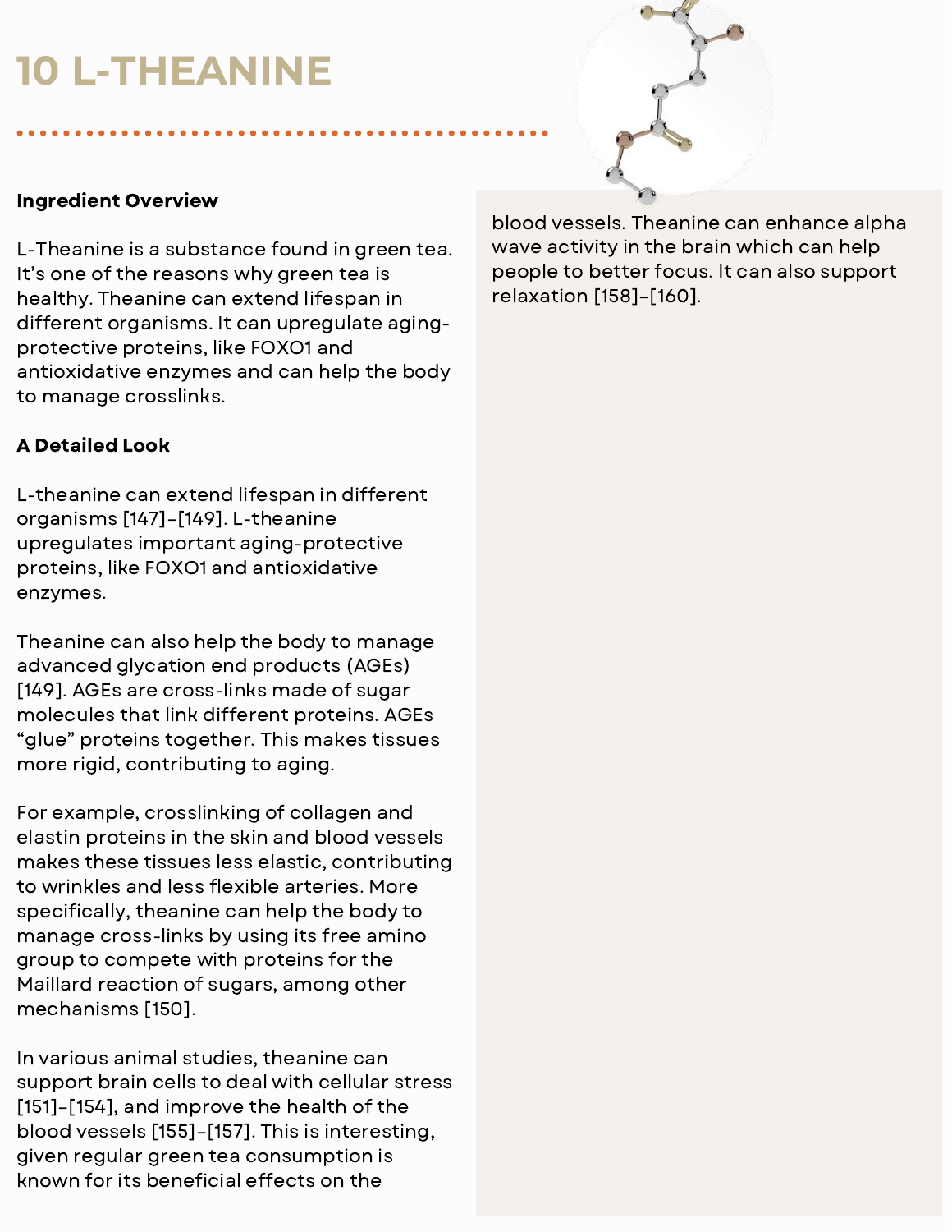# 10 L-THEANINE

**Ingredient Overview**

L-Theanine is a substance found in green tea. It's one of the reasons why green tea is healthy. Theanine can extend lifespan in different organisms. It can upregulate aging-protective proteins, like FOXO1 and antioxidative enzymes and can help the body to manage crosslinks.

**A Detailed Look**

L-theanine can extend lifespan in different organisms [147]–[149]. L-theanine upregulates important aging-protective proteins, like FOXO1 and antioxidative enzymes.

Theanine can also help the body to manage advanced glycation end products (AGEs) [149]. AGEs are cross-links made of sugar molecules that link different proteins. AGEs "glue" proteins together. This makes tissues more rigid, contributing to aging.

For example, crosslinking of collagen and elastin proteins in the skin and blood vessels makes these tissues less elastic, contributing to wrinkles and less flexible arteries. More specifically, theanine can help the body to manage cross-links by using its free amino group to compete with proteins for the Maillard reaction of sugars, among other mechanisms [150].

In various animal studies, theanine can support brain cells to deal with cellular stress [151]–[154], and improve the health of the blood vessels [155]–[157]. This is interesting, given regular green tea consumption is known for its beneficial effects on the blood vessels. Theanine can enhance alpha wave activity in the brain which can help people to better focus. It can also support relaxation [158]–[160].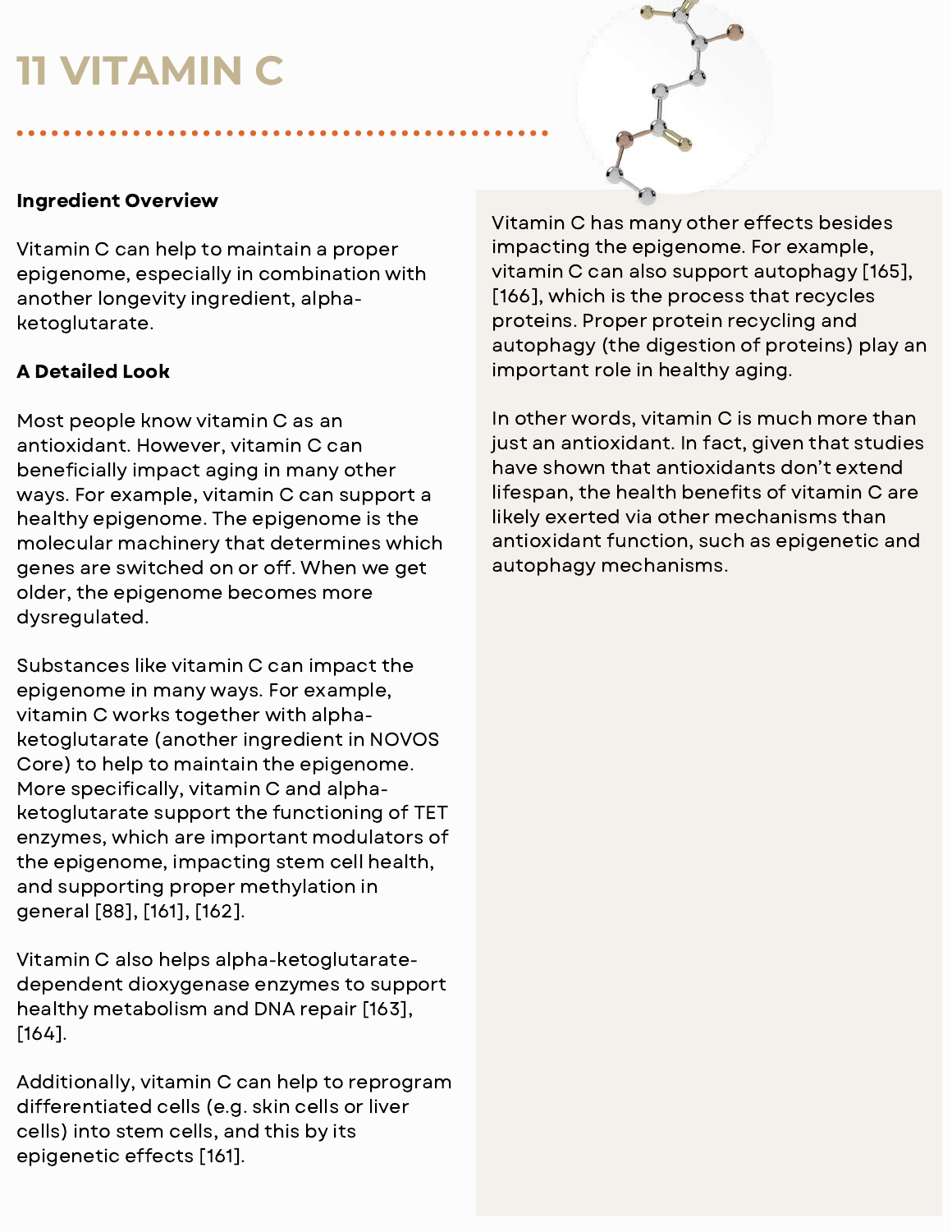# 11 VITAMIN C

**Ingredient Overview**

Vitamin C can help to maintain a proper epigenome, especially in combination with another longevity ingredient, alpha-ketoglutarate.

**A Detailed Look**

Most people know vitamin C as an antioxidant. However, vitamin C can beneficially impact aging in many other ways. For example, vitamin C can support a healthy epigenome. The epigenome is the molecular machinery that determines which genes are switched on or off. When we get older, the epigenome becomes more dysregulated.

Substances like vitamin C can impact the epigenome in many ways. For example, vitamin C works together with alpha-ketoglutarate (another ingredient in NOVOS Core) to help to maintain the epigenome. More specifically, vitamin C and alpha-ketoglutarate support the functioning of TET enzymes, which are important modulators of the epigenome, impacting stem cell health, and supporting proper methylation in general [88], [161], [162].

Vitamin C also helps alpha-ketoglutarate-dependent dioxygenase enzymes to support healthy metabolism and DNA repair [163], [164].

Additionally, vitamin C can help to reprogram differentiated cells (e.g. skin cells or liver cells) into stem cells, and this by its epigenetic effects [161].

Vitamin C has many other effects besides impacting the epigenome. For example, vitamin C can also support autophagy [165], [166], which is the process that recycles proteins. Proper protein recycling and autophagy (the digestion of proteins) play an important role in healthy aging.

In other words, vitamin C is much more than just an antioxidant. In fact, given that studies have shown that antioxidants don't extend lifespan, the health benefits of vitamin C are likely exerted via other mechanisms than antioxidant function, such as epigenetic and autophagy mechanisms.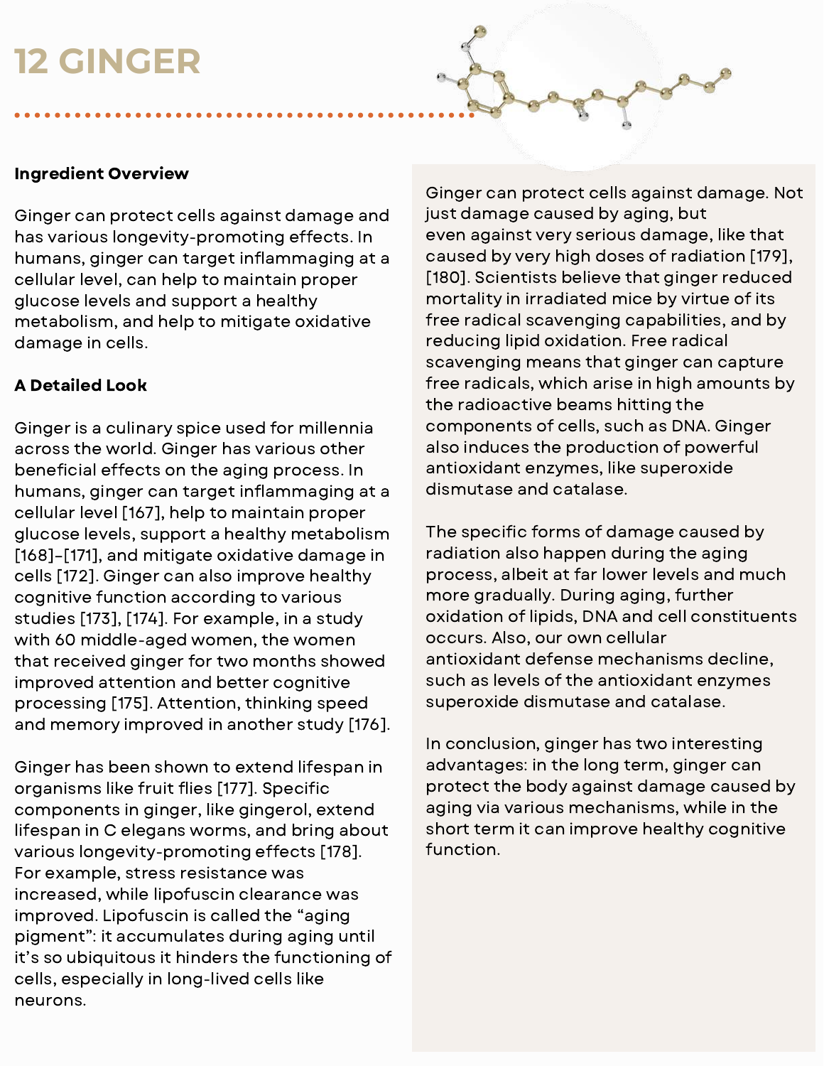# 12 GINGER

**Ingredient Overview**

Ginger can protect cells against damage and has various longevity-promoting effects. In humans, ginger can target inflammaging at a cellular level, can help to maintain proper glucose levels and support a healthy metabolism, and help to mitigate oxidative damage in cells.

**A Detailed Look**

Ginger is a culinary spice used for millennia across the world. Ginger has various other beneficial effects on the aging process. In humans, ginger can target inflammaging at a cellular level [167], help to maintain proper glucose levels, support a healthy metabolism [168]–[171], and mitigate oxidative damage in cells [172]. Ginger can also improve healthy cognitive function according to various studies [173], [174]. For example, in a study with 60 middle-aged women, the women that received ginger for two months showed improved attention and better cognitive processing [175]. Attention, thinking speed and memory improved in another study [176].

Ginger has been shown to extend lifespan in organisms like fruit flies [177]. Specific components in ginger, like gingerol, extend lifespan in C elegans worms, and bring about various longevity-promoting effects [178]. For example, stress resistance was increased, while lipofuscin clearance was improved. Lipofuscin is called the "aging pigment": it accumulates during aging until it's so ubiquitous it hinders the functioning of cells, especially in long-lived cells like neurons.

Ginger can protect cells against damage. Not just damage caused by aging, but even against very serious damage, like that caused by very high doses of radiation [179], [180]. Scientists believe that ginger reduced mortality in irradiated mice by virtue of its free radical scavenging capabilities, and by reducing lipid oxidation. Free radical scavenging means that ginger can capture free radicals, which arise in high amounts by the radioactive beams hitting the components of cells, such as DNA. Ginger also induces the production of powerful antioxidant enzymes, like superoxide dismutase and catalase.

The specific forms of damage caused by radiation also happen during the aging process, albeit at far lower levels and much more gradually. During aging, further oxidation of lipids, DNA and cell constituents occurs. Also, our own cellular antioxidant defense mechanisms decline, such as levels of the antioxidant enzymes superoxide dismutase and catalase.

In conclusion, ginger has two interesting advantages: in the long term, ginger can protect the body against damage caused by aging via various mechanisms, while in the short term it can improve healthy cognitive function.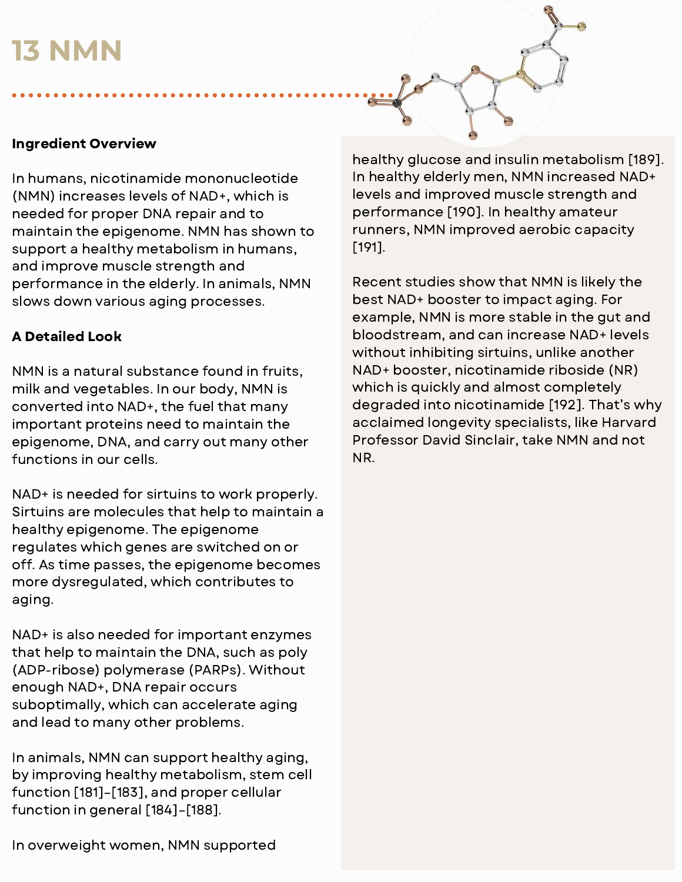# 13 NMN

**Ingredient Overview**

In humans, nicotinamide mononucleotide (NMN) increases levels of NAD+, which is needed for proper DNA repair and to maintain the epigenome. NMN has shown to support a healthy metabolism in humans, and improve muscle strength and performance in the elderly. In animals, NMN slows down various aging processes.

**A Detailed Look**

NMN is a natural substance found in fruits, milk and vegetables. In our body, NMN is converted into NAD+, the fuel that many important proteins need to maintain the epigenome, DNA, and carry out many other functions in our cells.

NAD+ is needed for sirtuins to work properly. Sirtuins are molecules that help to maintain a healthy epigenome. The epigenome regulates which genes are switched on or off. As time passes, the epigenome becomes more dysregulated, which contributes to aging.

NAD+ is also needed for important enzymes that help to maintain the DNA, such as poly (ADP-ribose) polymerase (PARPs). Without enough NAD+, DNA repair occurs suboptimally, which can accelerate aging and lead to many other problems.

In animals, NMN can support healthy aging, by improving healthy metabolism, stem cell function [181]-[183], and proper cellular function in general [184]-[188].

In overweight women, NMN supported healthy glucose and insulin metabolism [189]. In healthy elderly men, NMN increased NAD+ levels and improved muscle strength and performance [190]. In healthy amateur runners, NMN improved aerobic capacity [191].

Recent studies show that NMN is likely the best NAD+ booster to impact aging. For example, NMN is more stable in the gut and bloodstream, and can increase NAD+ levels without inhibiting sirtuins, unlike another NAD+ booster, nicotinamide riboside (NR) which is quickly and almost completely degraded into nicotinamide [192]. That's why acclaimed longevity specialists, like Harvard Professor David Sinclair, take NMN and not NR.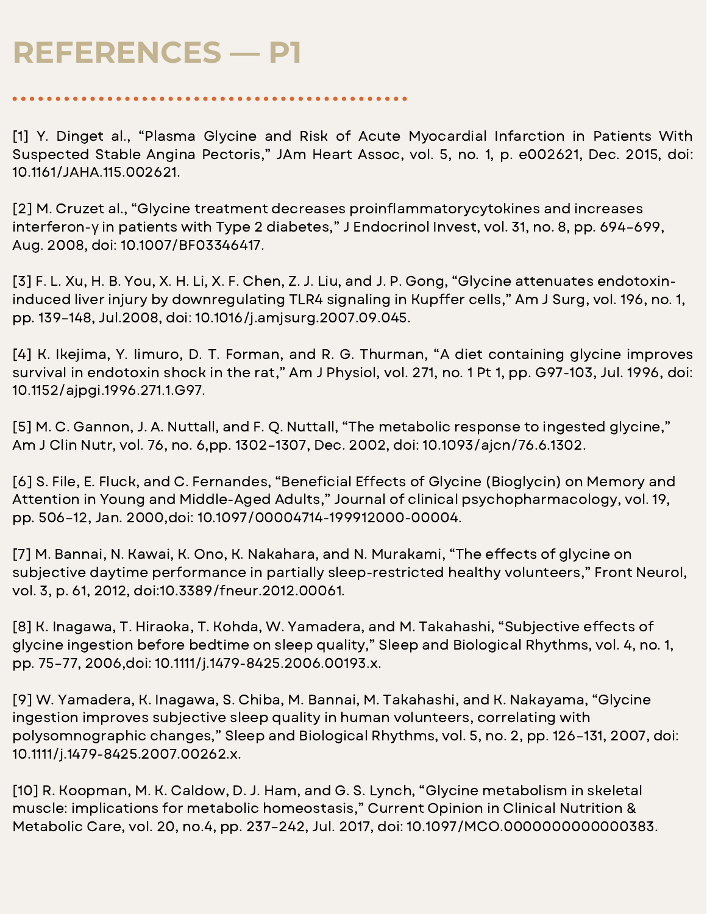# REFERENCES — P1

[1] Y. Dinget al., “Plasma Glycine and Risk of Acute Myocardial Infarction in Patients With Suspected Stable Angina Pectoris,” JAm Heart Assoc, vol. 5, no. 1, p. e002621, Dec. 2015, doi: 10.1161/JAHA.115.002621.

[2] M. Cruzet al., “Glycine treatment decreases proinflammatorycytokines and increases interferon-γ in patients with Type 2 diabetes,” J Endocrinol Invest, vol. 31, no. 8, pp. 694–699, Aug. 2008, doi: 10.1007/BF03346417.

[3] F. L. Xu, H. B. You, X. H. Li, X. F. Chen, Z. J. Liu, and J. P. Gong, “Glycine attenuates endotoxin-induced liver injury by downregulating TLR4 signaling in Kupffer cells,” Am J Surg, vol. 196, no. 1, pp. 139–148, Jul.2008, doi: 10.1016/j.amjsurg.2007.09.045.

[4] K. Ikejima, Y. Iimuro, D. T. Forman, and R. G. Thurman, “A diet containing glycine improves survival in endotoxin shock in the rat,” Am J Physiol, vol. 271, no. 1 Pt 1, pp. G97-103, Jul. 1996, doi: 10.1152/ajpgi.1996.271.1.G97.

[5] M. C. Gannon, J. A. Nuttall, and F. Q. Nuttall, “The metabolic response to ingested glycine,” Am J Clin Nutr, vol. 76, no. 6,pp. 1302–1307, Dec. 2002, doi: 10.1093/ajcn/76.6.1302.

[6] S. File, E. Fluck, and C. Fernandes, “Beneficial Effects of Glycine (Bioglycin) on Memory and Attention in Young and Middle-Aged Adults,” Journal of clinical psychopharmacology, vol. 19, pp. 506–12, Jan. 2000,doi: 10.1097/00004714-199912000-00004.

[7] M. Bannai, N. Kawai, K. Ono, K. Nakahara, and N. Murakami, “The effects of glycine on subjective daytime performance in partially sleep-restricted healthy volunteers,” Front Neurol, vol. 3, p. 61, 2012, doi:10.3389/fneur.2012.00061.

[8] K. Inagawa, T. Hiraoka, T. Kohda, W. Yamadera, and M. Takahashi, “Subjective effects of glycine ingestion before bedtime on sleep quality,” Sleep and Biological Rhythms, vol. 4, no. 1, pp. 75–77, 2006,doi: 10.1111/j.1479-8425.2006.00193.x.

[9] W. Yamadera, K. Inagawa, S. Chiba, M. Bannai, M. Takahashi, and K. Nakayama, “Glycine ingestion improves subjective sleep quality in human volunteers, correlating with polysomnographic changes,” Sleep and Biological Rhythms, vol. 5, no. 2, pp. 126–131, 2007, doi: 10.1111/j.1479-8425.2007.00262.x.

[10] R. Koopman, M. K. Caldow, D. J. Ham, and G. S. Lynch, “Glycine metabolism in skeletal muscle: implications for metabolic homeostasis,” Current Opinion in Clinical Nutrition & Metabolic Care, vol. 20, no.4, pp. 237–242, Jul. 2017, doi: 10.1097/MCO.0000000000000383.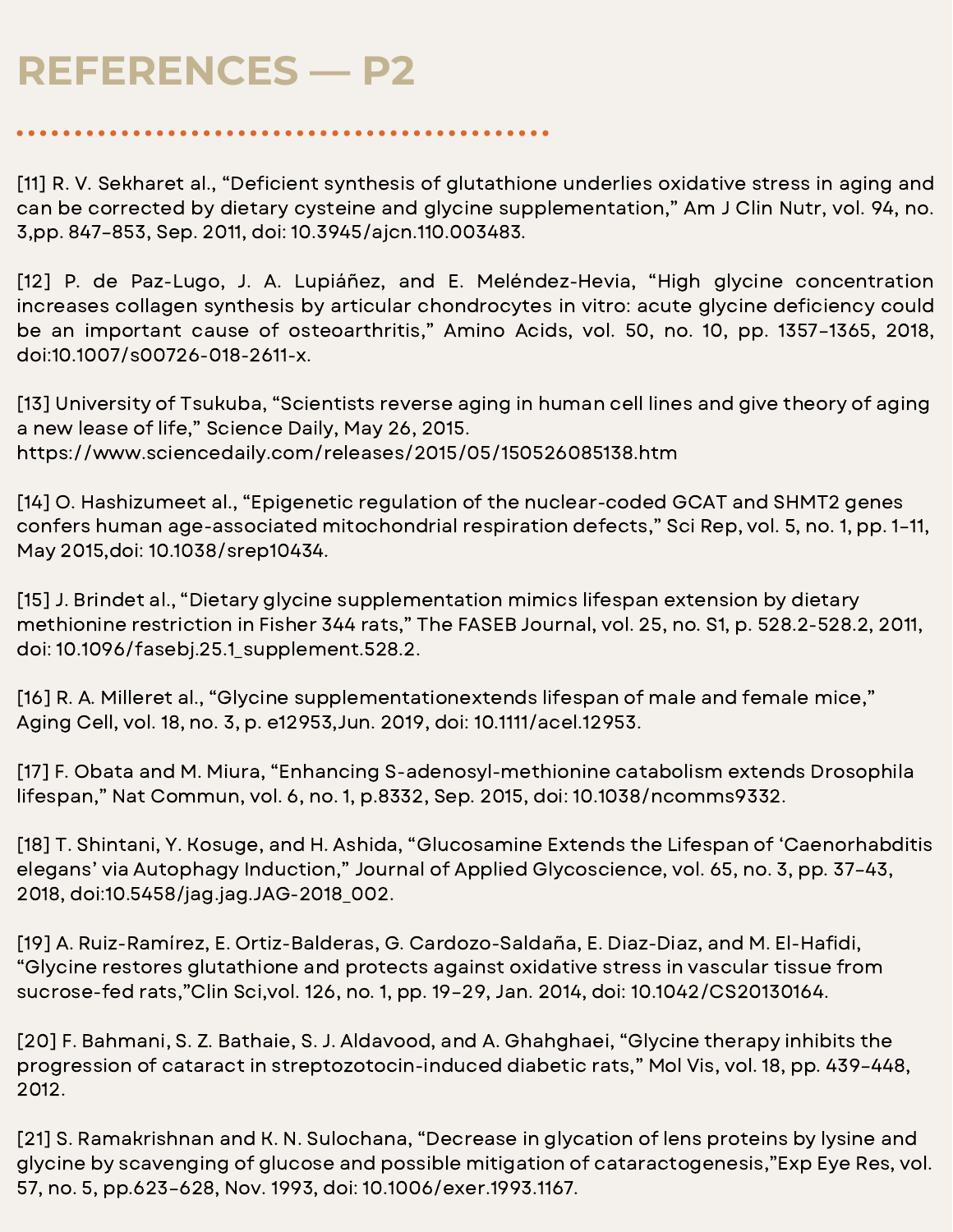# REFERENCES — P2

[11] R. V. Sekharet al., "Deficient synthesis of glutathione underlies oxidative stress in aging and can be corrected by dietary cysteine and glycine supplementation," Am J Clin Nutr, vol. 94, no. 3,pp. 847–853, Sep. 2011, doi: 10.3945/ajcn.110.003483.

[12] P. de Paz-Lugo, J. A. Lupiáñez, and E. Meléndez-Hevia, "High glycine concentration increases collagen synthesis by articular chondrocytes in vitro: acute glycine deficiency could be an important cause of osteoarthritis," Amino Acids, vol. 50, no. 10, pp. 1357–1365, 2018, doi:10.1007/s00726-018-2611-x.

[13] University of Tsukuba, "Scientists reverse aging in human cell lines and give theory of aging a new lease of life," Science Daily, May 26, 2015.
https://www.sciencedaily.com/releases/2015/05/150526085138.htm

[14] O. Hashizumeet al., "Epigenetic regulation of the nuclear-coded GCAT and SHMT2 genes confers human age-associated mitochondrial respiration defects," Sci Rep, vol. 5, no. 1, pp. 1–11, May 2015,doi: 10.1038/srep10434.

[15] J. Brindet al., "Dietary glycine supplementation mimics lifespan extension by dietary methionine restriction in Fisher 344 rats," The FASEB Journal, vol. 25, no. S1, p. 528.2-528.2, 2011, doi: 10.1096/fasebj.25.1_supplement.528.2.

[16] R. A. Milleret al., "Glycine supplementationextends lifespan of male and female mice," Aging Cell, vol. 18, no. 3, p. e12953,Jun. 2019, doi: 10.1111/acel.12953.

[17] F. Obata and M. Miura, "Enhancing S-adenosyl-methionine catabolism extends Drosophila lifespan," Nat Commun, vol. 6, no. 1, p.8332, Sep. 2015, doi: 10.1038/ncomms9332.

[18] T. Shintani, Y. Kosuge, and H. Ashida, "Glucosamine Extends the Lifespan of 'Caenorhabditis elegans' via Autophagy Induction," Journal of Applied Glycoscience, vol. 65, no. 3, pp. 37–43, 2018, doi:10.5458/jag.jag.JAG-2018_002.

[19] A. Ruiz-Ramírez, E. Ortiz-Balderas, G. Cardozo-Saldaña, E. Diaz-Diaz, and M. El-Hafidi, "Glycine restores glutathione and protects against oxidative stress in vascular tissue from sucrose-fed rats,"Clin Sci,vol. 126, no. 1, pp. 19–29, Jan. 2014, doi: 10.1042/CS20130164.

[20] F. Bahmani, S. Z. Bathaie, S. J. Aldavood, and A. Ghahghaei, "Glycine therapy inhibits the progression of cataract in streptozotocin-induced diabetic rats," Mol Vis, vol. 18, pp. 439–448, 2012.

[21] S. Ramakrishnan and K. N. Sulochana, "Decrease in glycation of lens proteins by lysine and glycine by scavenging of glucose and possible mitigation of cataractogenesis,"Exp Eye Res, vol. 57, no. 5, pp.623–628, Nov. 1993, doi: 10.1006/exer.1993.1167.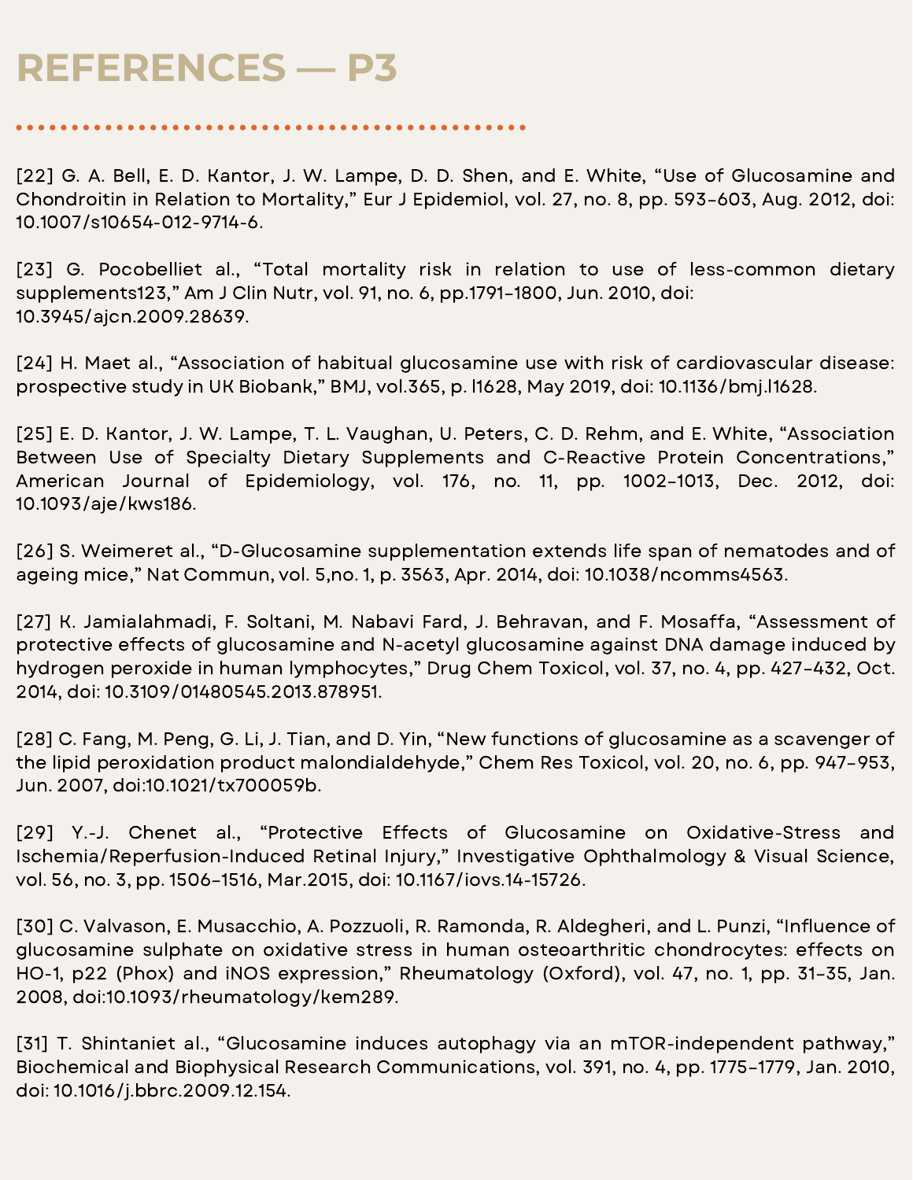# REFERENCES — P3

[22] G. A. Bell, E. D. Kantor, J. W. Lampe, D. D. Shen, and E. White, "Use of Glucosamine and Chondroitin in Relation to Mortality," Eur J Epidemiol, vol. 27, no. 8, pp. 593–603, Aug. 2012, doi: 10.1007/s10654-012-9714-6.

[23] G. Pocobelliet al., "Total mortality risk in relation to use of less-common dietary supplements123," Am J Clin Nutr, vol. 91, no. 6, pp.1791–1800, Jun. 2010, doi: 10.3945/ajcn.2009.28639.

[24] H. Maet al., "Association of habitual glucosamine use with risk of cardiovascular disease: prospective study in UK Biobank," BMJ, vol.365, p. l1628, May 2019, doi: 10.1136/bmj.l1628.

[25] E. D. Kantor, J. W. Lampe, T. L. Vaughan, U. Peters, C. D. Rehm, and E. White, "Association Between Use of Specialty Dietary Supplements and C-Reactive Protein Concentrations," American Journal of Epidemiology, vol. 176, no. 11, pp. 1002–1013, Dec. 2012, doi: 10.1093/aje/kws186.

[26] S. Weimeret al., "D-Glucosamine supplementation extends life span of nematodes and of ageing mice," Nat Commun, vol. 5,no. 1, p. 3563, Apr. 2014, doi: 10.1038/ncomms4563.

[27] K. Jamialahmadi, F. Soltani, M. Nabavi Fard, J. Behravan, and F. Mosaffa, "Assessment of protective effects of glucosamine and N-acetyl glucosamine against DNA damage induced by hydrogen peroxide in human lymphocytes," Drug Chem Toxicol, vol. 37, no. 4, pp. 427–432, Oct. 2014, doi: 10.3109/01480545.2013.878951.

[28] C. Fang, M. Peng, G. Li, J. Tian, and D. Yin, "New functions of glucosamine as a scavenger of the lipid peroxidation product malondialdehyde," Chem Res Toxicol, vol. 20, no. 6, pp. 947–953, Jun. 2007, doi:10.1021/tx700059b.

[29] Y.-J. Chenet al., "Protective Effects of Glucosamine on Oxidative-Stress and Ischemia/Reperfusion-Induced Retinal Injury," Investigative Ophthalmology & Visual Science, vol. 56, no. 3, pp. 1506–1516, Mar.2015, doi: 10.1167/iovs.14-15726.

[30] C. Valvason, E. Musacchio, A. Pozzuoli, R. Ramonda, R. Aldegheri, and L. Punzi, "Influence of glucosamine sulphate on oxidative stress in human osteoarthritic chondrocytes: effects on HO-1, p22 (Phox) and iNOS expression," Rheumatology (Oxford), vol. 47, no. 1, pp. 31–35, Jan. 2008, doi:10.1093/rheumatology/kem289.

[31] T. Shintaniet al., "Glucosamine induces autophagy via an mTOR-independent pathway," Biochemical and Biophysical Research Communications, vol. 391, no. 4, pp. 1775–1779, Jan. 2010, doi: 10.1016/j.bbrc.2009.12.154.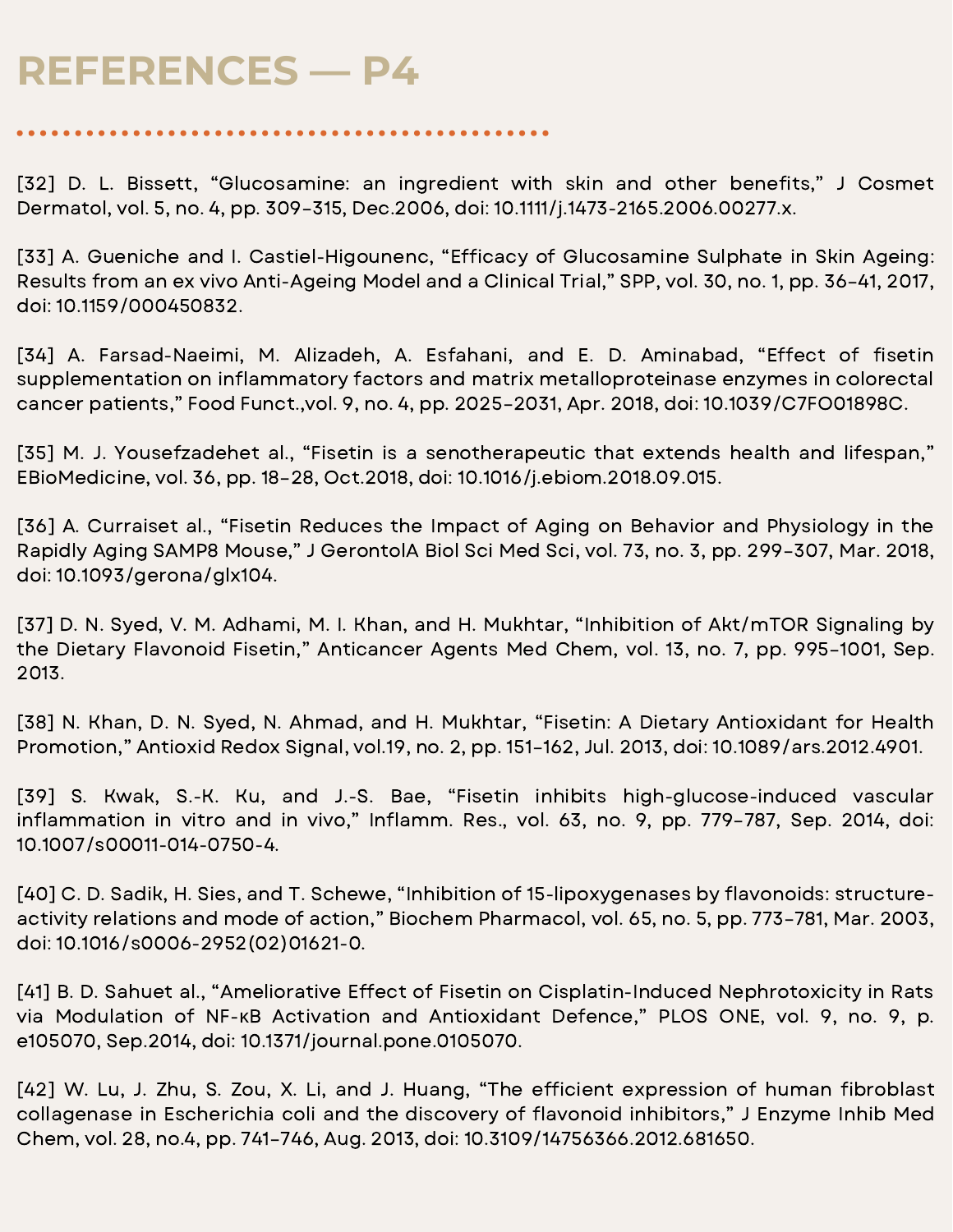# REFERENCES — P4

[32] D. L. Bissett, “Glucosamine: an ingredient with skin and other benefits,” J Cosmet Dermatol, vol. 5, no. 4, pp. 309–315, Dec.2006, doi: 10.1111/j.1473-2165.2006.00277.x.

[33] A. Gueniche and I. Castiel-Higounenc, “Efficacy of Glucosamine Sulphate in Skin Ageing: Results from an ex vivo Anti-Ageing Model and a Clinical Trial,” SPP, vol. 30, no. 1, pp. 36–41, 2017, doi: 10.1159/000450832.

[34] A. Farsad-Naeimi, M. Alizadeh, A. Esfahani, and E. D. Aminabad, “Effect of fisetin supplementation on inflammatory factors and matrix metalloproteinase enzymes in colorectal cancer patients,” Food Funct.,vol. 9, no. 4, pp. 2025–2031, Apr. 2018, doi: 10.1039/C7FO01898C.

[35] M. J. Yousefzadehet al., “Fisetin is a senotherapeutic that extends health and lifespan,” EBioMedicine, vol. 36, pp. 18–28, Oct.2018, doi: 10.1016/j.ebiom.2018.09.015.

[36] A. Curraiset al., “Fisetin Reduces the Impact of Aging on Behavior and Physiology in the Rapidly Aging SAMP8 Mouse,” J GerontolA Biol Sci Med Sci, vol. 73, no. 3, pp. 299–307, Mar. 2018, doi: 10.1093/gerona/glx104.

[37] D. N. Syed, V. M. Adhami, M. I. Khan, and H. Mukhtar, “Inhibition of Akt/mTOR Signaling by the Dietary Flavonoid Fisetin,” Anticancer Agents Med Chem, vol. 13, no. 7, pp. 995–1001, Sep. 2013.

[38] N. Khan, D. N. Syed, N. Ahmad, and H. Mukhtar, “Fisetin: A Dietary Antioxidant for Health Promotion,” Antioxid Redox Signal, vol.19, no. 2, pp. 151–162, Jul. 2013, doi: 10.1089/ars.2012.4901.

[39] S. Kwak, S.-K. Ku, and J.-S. Bae, “Fisetin inhibits high-glucose-induced vascular inflammation in vitro and in vivo,” Inflamm. Res., vol. 63, no. 9, pp. 779–787, Sep. 2014, doi: 10.1007/s00011-014-0750-4.

[40] C. D. Sadik, H. Sies, and T. Schewe, “Inhibition of 15-lipoxygenases by flavonoids: structure-activity relations and mode of action,” Biochem Pharmacol, vol. 65, no. 5, pp. 773–781, Mar. 2003, doi: 10.1016/s0006-2952(02)01621-0.

[41] B. D. Sahuet al., “Ameliorative Effect of Fisetin on Cisplatin-Induced Nephrotoxicity in Rats via Modulation of NF-κB Activation and Antioxidant Defence,” PLOS ONE, vol. 9, no. 9, p. e105070, Sep.2014, doi: 10.1371/journal.pone.0105070.

[42] W. Lu, J. Zhu, S. Zou, X. Li, and J. Huang, “The efficient expression of human fibroblast collagenase in Escherichia coli and the discovery of flavonoid inhibitors,” J Enzyme Inhib Med Chem, vol. 28, no.4, pp. 741–746, Aug. 2013, doi: 10.3109/14756366.2012.681650.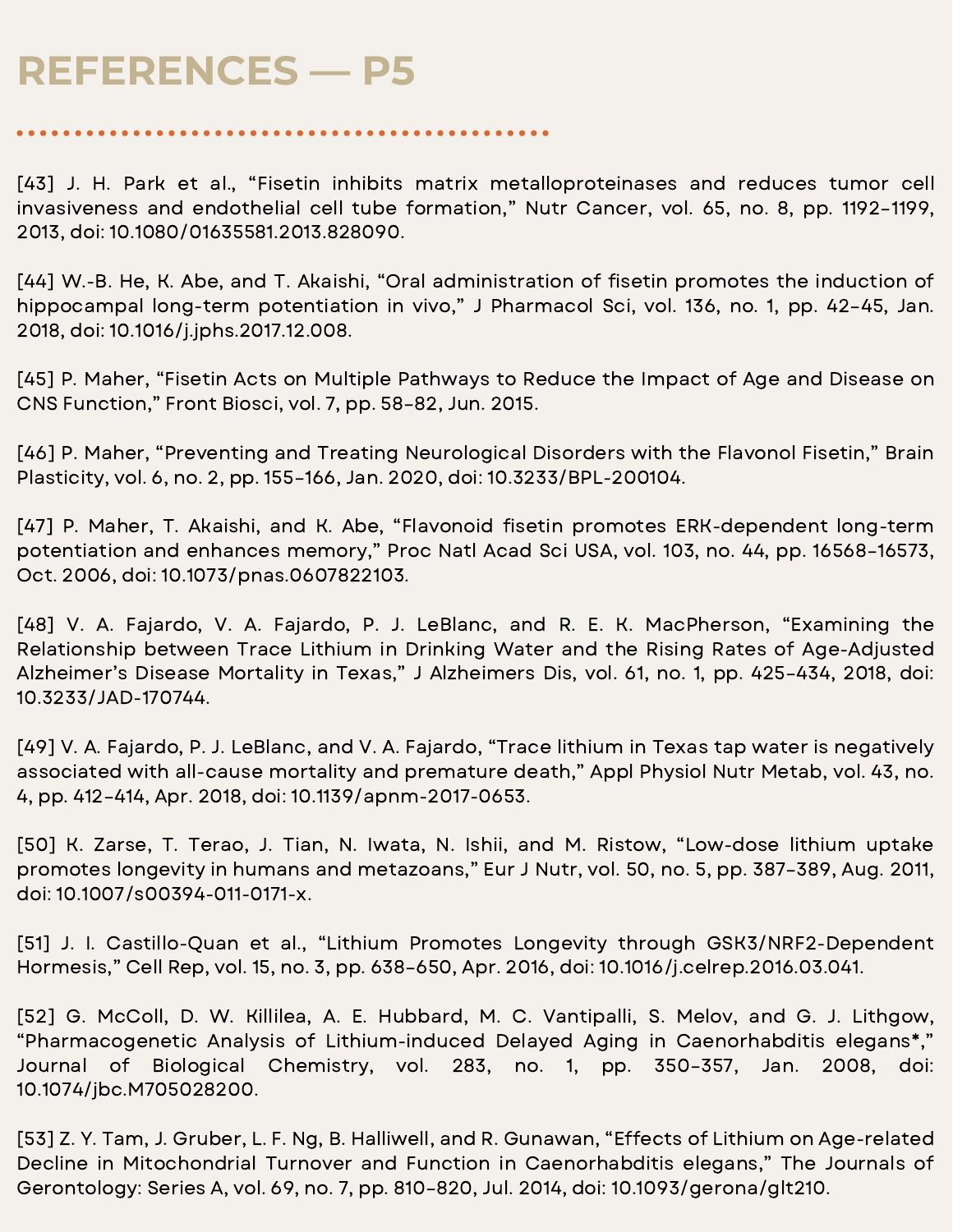# REFERENCES — P5

[43] J. H. Park et al., “Fisetin inhibits matrix metalloproteinases and reduces tumor cell invasiveness and endothelial cell tube formation,” Nutr Cancer, vol. 65, no. 8, pp. 1192–1199, 2013, doi: 10.1080/01635581.2013.828090.

[44] W.-B. He, K. Abe, and T. Akaishi, “Oral administration of fisetin promotes the induction of hippocampal long-term potentiation in vivo,” J Pharmacol Sci, vol. 136, no. 1, pp. 42–45, Jan. 2018, doi: 10.1016/j.jphs.2017.12.008.

[45] P. Maher, “Fisetin Acts on Multiple Pathways to Reduce the Impact of Age and Disease on CNS Function,” Front Biosci, vol. 7, pp. 58–82, Jun. 2015.

[46] P. Maher, “Preventing and Treating Neurological Disorders with the Flavonol Fisetin,” Brain Plasticity, vol. 6, no. 2, pp. 155–166, Jan. 2020, doi: 10.3233/BPL-200104.

[47] P. Maher, T. Akaishi, and K. Abe, “Flavonoid fisetin promotes ERK-dependent long-term potentiation and enhances memory,” Proc Natl Acad Sci USA, vol. 103, no. 44, pp. 16568–16573, Oct. 2006, doi: 10.1073/pnas.0607822103.

[48] V. A. Fajardo, V. A. Fajardo, P. J. LeBlanc, and R. E. K. MacPherson, “Examining the Relationship between Trace Lithium in Drinking Water and the Rising Rates of Age-Adjusted Alzheimer’s Disease Mortality in Texas,” J Alzheimers Dis, vol. 61, no. 1, pp. 425–434, 2018, doi: 10.3233/JAD-170744.

[49] V. A. Fajardo, P. J. LeBlanc, and V. A. Fajardo, “Trace lithium in Texas tap water is negatively associated with all-cause mortality and premature death,” Appl Physiol Nutr Metab, vol. 43, no. 4, pp. 412–414, Apr. 2018, doi: 10.1139/apnm-2017-0653.

[50] K. Zarse, T. Terao, J. Tian, N. Iwata, N. Ishii, and M. Ristow, “Low-dose lithium uptake promotes longevity in humans and metazoans,” Eur J Nutr, vol. 50, no. 5, pp. 387–389, Aug. 2011, doi: 10.1007/s00394-011-0171-x.

[51] J. I. Castillo-Quan et al., “Lithium Promotes Longevity through GSK3/NRF2-Dependent Hormesis,” Cell Rep, vol. 15, no. 3, pp. 638–650, Apr. 2016, doi: 10.1016/j.celrep.2016.03.041.

[52] G. McColl, D. W. Killilea, A. E. Hubbard, M. C. Vantipalli, S. Melov, and G. J. Lithgow, “Pharmacogenetic Analysis of Lithium-induced Delayed Aging in Caenorhabditis elegans*,” Journal of Biological Chemistry, vol. 283, no. 1, pp. 350–357, Jan. 2008, doi: 10.1074/jbc.M705028200.

[53] Z. Y. Tam, J. Gruber, L. F. Ng, B. Halliwell, and R. Gunawan, “Effects of Lithium on Age-related Decline in Mitochondrial Turnover and Function in Caenorhabditis elegans,” The Journals of Gerontology: Series A, vol. 69, no. 7, pp. 810–820, Jul. 2014, doi: 10.1093/gerona/glt210.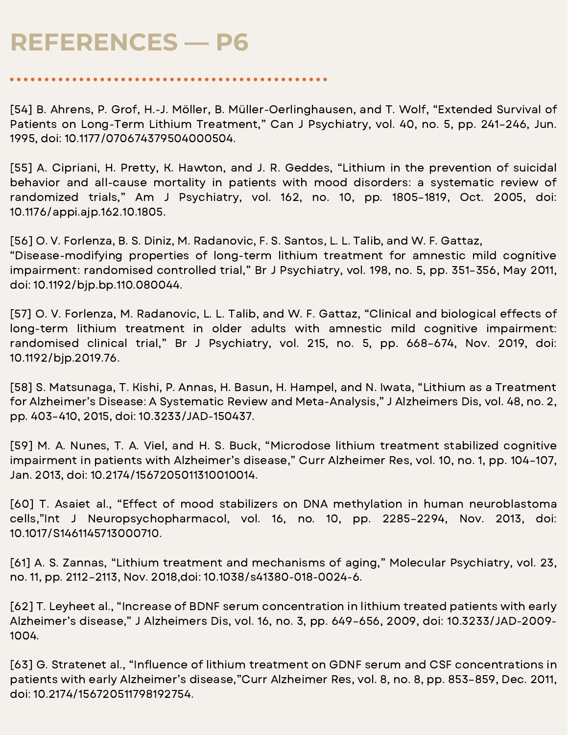# REFERENCES — P6

[54] B. Ahrens, P. Grof, H.-J. Möller, B. Müller-Oerlinghausen, and T. Wolf, “Extended Survival of Patients on Long-Term Lithium Treatment,” Can J Psychiatry, vol. 40, no. 5, pp. 241–246, Jun. 1995, doi: 10.1177/070674379504000504.

[55] A. Cipriani, H. Pretty, K. Hawton, and J. R. Geddes, “Lithium in the prevention of suicidal behavior and all-cause mortality in patients with mood disorders: a systematic review of randomized trials,” Am J Psychiatry, vol. 162, no. 10, pp. 1805–1819, Oct. 2005, doi: 10.1176/appi.ajp.162.10.1805.

[56] O. V. Forlenza, B. S. Diniz, M. Radanovic, F. S. Santos, L. L. Talib, and W. F. Gattaz, “Disease-modifying properties of long-term lithium treatment for amnestic mild cognitive impairment: randomised controlled trial,” Br J Psychiatry, vol. 198, no. 5, pp. 351–356, May 2011, doi: 10.1192/bjp.bp.110.080044.

[57] O. V. Forlenza, M. Radanovic, L. L. Talib, and W. F. Gattaz, “Clinical and biological effects of long-term lithium treatment in older adults with amnestic mild cognitive impairment: randomised clinical trial,” Br J Psychiatry, vol. 215, no. 5, pp. 668–674, Nov. 2019, doi: 10.1192/bjp.2019.76.

[58] S. Matsunaga, T. Kishi, P. Annas, H. Basun, H. Hampel, and N. Iwata, “Lithium as a Treatment for Alzheimer’s Disease: A Systematic Review and Meta-Analysis,” J Alzheimers Dis, vol. 48, no. 2, pp. 403–410, 2015, doi: 10.3233/JAD-150437.

[59] M. A. Nunes, T. A. Viel, and H. S. Buck, “Microdose lithium treatment stabilized cognitive impairment in patients with Alzheimer’s disease,” Curr Alzheimer Res, vol. 10, no. 1, pp. 104–107, Jan. 2013, doi: 10.2174/1567205011310010014.

[60] T. Asaiet al., “Effect of mood stabilizers on DNA methylation in human neuroblastoma cells,”Int J Neuropsychopharmacol, vol. 16, no. 10, pp. 2285–2294, Nov. 2013, doi: 10.1017/S1461145713000710.

[61] A. S. Zannas, “Lithium treatment and mechanisms of aging,” Molecular Psychiatry, vol. 23, no. 11, pp. 2112–2113, Nov. 2018,doi: 10.1038/s41380-018-0024-6.

[62] T. Leyheet al., “Increase of BDNF serum concentration in lithium treated patients with early Alzheimer’s disease,” J Alzheimers Dis, vol. 16, no. 3, pp. 649–656, 2009, doi: 10.3233/JAD-2009-1004.

[63] G. Stratenet al., “Influence of lithium treatment on GDNF serum and CSF concentrations in patients with early Alzheimer’s disease,”Curr Alzheimer Res, vol. 8, no. 8, pp. 853–859, Dec. 2011, doi: 10.2174/156720511798192754.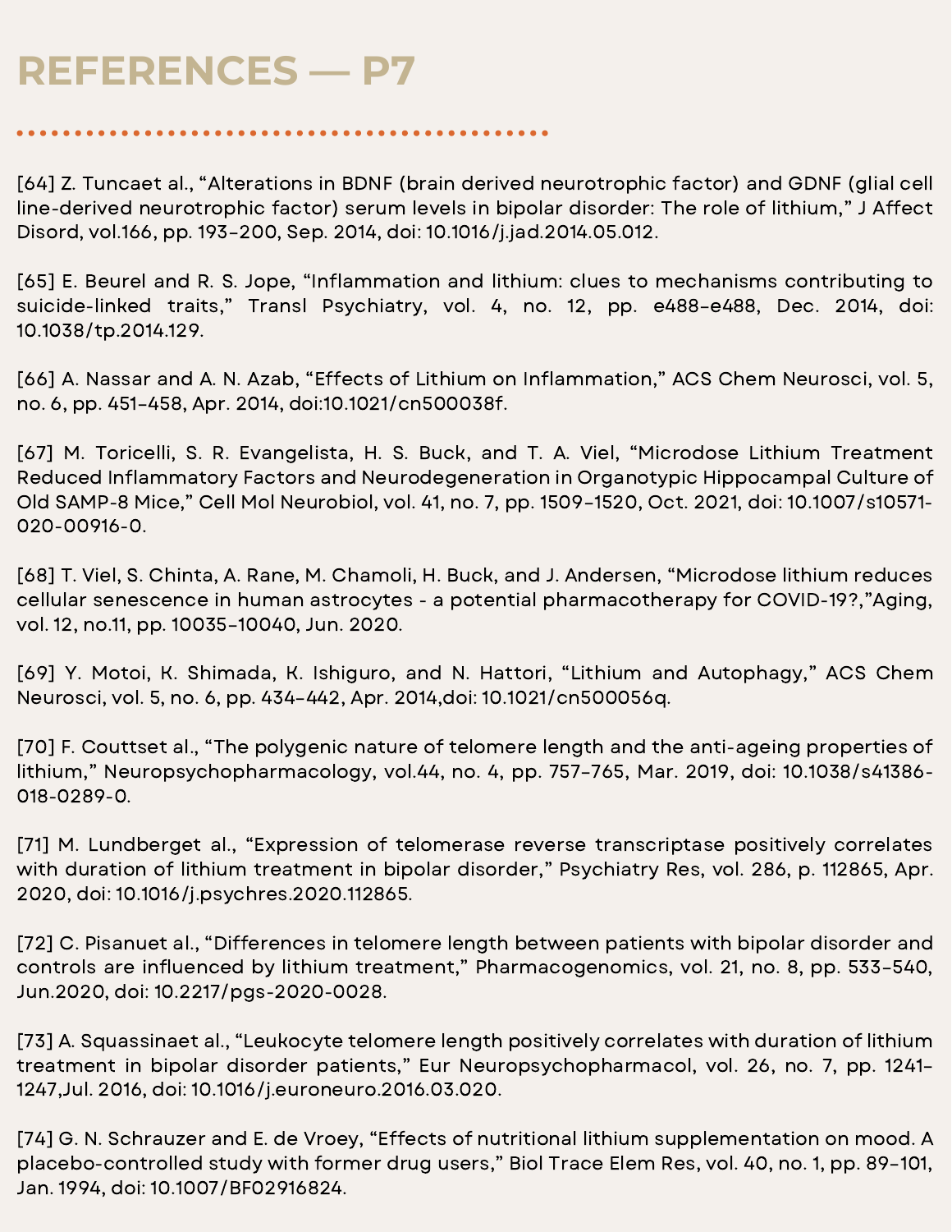# REFERENCES — P7

[64] Z. Tuncaet al., “Alterations in BDNF (brain derived neurotrophic factor) and GDNF (glial cell line-derived neurotrophic factor) serum levels in bipolar disorder: The role of lithium,” J Affect Disord, vol.166, pp. 193–200, Sep. 2014, doi: 10.1016/j.jad.2014.05.012.

[65] E. Beurel and R. S. Jope, “Inflammation and lithium: clues to mechanisms contributing to suicide-linked traits,” Transl Psychiatry, vol. 4, no. 12, pp. e488–e488, Dec. 2014, doi: 10.1038/tp.2014.129.

[66] A. Nassar and A. N. Azab, “Effects of Lithium on Inflammation,” ACS Chem Neurosci, vol. 5, no. 6, pp. 451–458, Apr. 2014, doi:10.1021/cn500038f.

[67] M. Toricelli, S. R. Evangelista, H. S. Buck, and T. A. Viel, “Microdose Lithium Treatment Reduced Inflammatory Factors and Neurodegeneration in Organotypic Hippocampal Culture of Old SAMP-8 Mice,” Cell Mol Neurobiol, vol. 41, no. 7, pp. 1509–1520, Oct. 2021, doi: 10.1007/s10571-020-00916-0.

[68] T. Viel, S. Chinta, A. Rane, M. Chamoli, H. Buck, and J. Andersen, “Microdose lithium reduces cellular senescence in human astrocytes - a potential pharmacotherapy for COVID-19?,”Aging, vol. 12, no.11, pp. 10035–10040, Jun. 2020.

[69] Y. Motoi, K. Shimada, K. Ishiguro, and N. Hattori, “Lithium and Autophagy,” ACS Chem Neurosci, vol. 5, no. 6, pp. 434–442, Apr. 2014,doi: 10.1021/cn500056q.

[70] F. Couttset al., “The polygenic nature of telomere length and the anti-ageing properties of lithium,” Neuropsychopharmacology, vol.44, no. 4, pp. 757–765, Mar. 2019, doi: 10.1038/s41386-018-0289-0.

[71] M. Lundberget al., “Expression of telomerase reverse transcriptase positively correlates with duration of lithium treatment in bipolar disorder,” Psychiatry Res, vol. 286, p. 112865, Apr. 2020, doi: 10.1016/j.psychres.2020.112865.

[72] C. Pisanuet al., “Differences in telomere length between patients with bipolar disorder and controls are influenced by lithium treatment,” Pharmacogenomics, vol. 21, no. 8, pp. 533–540, Jun.2020, doi: 10.2217/pgs-2020-0028.

[73] A. Squassinaet al., “Leukocyte telomere length positively correlates with duration of lithium treatment in bipolar disorder patients,” Eur Neuropsychopharmacol, vol. 26, no. 7, pp. 1241–1247,Jul. 2016, doi: 10.1016/j.euroneuro.2016.03.020.

[74] G. N. Schrauzer and E. de Vroey, “Effects of nutritional lithium supplementation on mood. A placebo-controlled study with former drug users,” Biol Trace Elem Res, vol. 40, no. 1, pp. 89–101, Jan. 1994, doi: 10.1007/BF02916824.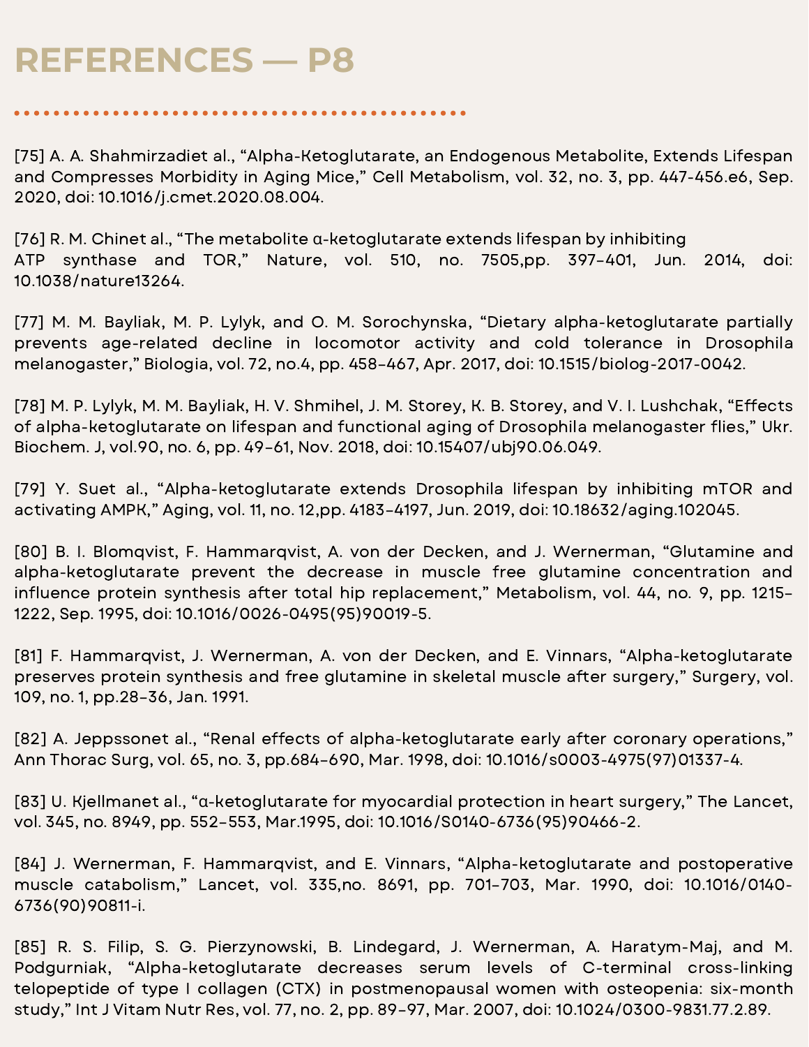# REFERENCES — P8

[75] A. A. Shahmirzadiet al., "Alpha-Ketoglutarate, an Endogenous Metabolite, Extends Lifespan and Compresses Morbidity in Aging Mice," Cell Metabolism, vol. 32, no. 3, pp. 447-456.e6, Sep. 2020, doi: 10.1016/j.cmet.2020.08.004.

[76] R. M. Chinet al., "The metabolite α-ketoglutarate extends lifespan by inhibiting ATP synthase and TOR," Nature, vol. 510, no. 7505,pp. 397–401, Jun. 2014, doi: 10.1038/nature13264.

[77] M. M. Bayliak, M. P. Lylyk, and O. M. Sorochynska, "Dietary alpha-ketoglutarate partially prevents age-related decline in locomotor activity and cold tolerance in Drosophila melanogaster," Biologia, vol. 72, no.4, pp. 458–467, Apr. 2017, doi: 10.1515/biolog-2017-0042.

[78] M. P. Lylyk, M. M. Bayliak, H. V. Shmihel, J. M. Storey, K. B. Storey, and V. I. Lushchak, "Effects of alpha-ketoglutarate on lifespan and functional aging of Drosophila melanogaster flies," Ukr. Biochem. J, vol.90, no. 6, pp. 49–61, Nov. 2018, doi: 10.15407/ubj90.06.049.

[79] Y. Suet al., "Alpha-ketoglutarate extends Drosophila lifespan by inhibiting mTOR and activating AMPK," Aging, vol. 11, no. 12,pp. 4183–4197, Jun. 2019, doi: 10.18632/aging.102045.

[80] B. I. Blomqvist, F. Hammarqvist, A. von der Decken, and J. Wernerman, "Glutamine and alpha-ketoglutarate prevent the decrease in muscle free glutamine concentration and influence protein synthesis after total hip replacement," Metabolism, vol. 44, no. 9, pp. 1215–1222, Sep. 1995, doi: 10.1016/0026-0495(95)90019-5.

[81] F. Hammarqvist, J. Wernerman, A. von der Decken, and E. Vinnars, "Alpha-ketoglutarate preserves protein synthesis and free glutamine in skeletal muscle after surgery," Surgery, vol. 109, no. 1, pp.28–36, Jan. 1991.

[82] A. Jeppssonet al., "Renal effects of alpha-ketoglutarate early after coronary operations," Ann Thorac Surg, vol. 65, no. 3, pp.684–690, Mar. 1998, doi: 10.1016/s0003-4975(97)01337-4.

[83] U. Kjellmanet al., "α-ketoglutarate for myocardial protection in heart surgery," The Lancet, vol. 345, no. 8949, pp. 552–553, Mar.1995, doi: 10.1016/S0140-6736(95)90466-2.

[84] J. Wernerman, F. Hammarqvist, and E. Vinnars, "Alpha-ketoglutarate and postoperative muscle catabolism," Lancet, vol. 335,no. 8691, pp. 701–703, Mar. 1990, doi: 10.1016/0140-6736(90)90811-i.

[85] R. S. Filip, S. G. Pierzynowski, B. Lindegard, J. Wernerman, A. Haratym-Maj, and M. Podgurniak, "Alpha-ketoglutarate decreases serum levels of C-terminal cross-linking telopeptide of type I collagen (CTX) in postmenopausal women with osteopenia: six-month study," Int J Vitam Nutr Res, vol. 77, no. 2, pp. 89–97, Mar. 2007, doi: 10.1024/0300-9831.77.2.89.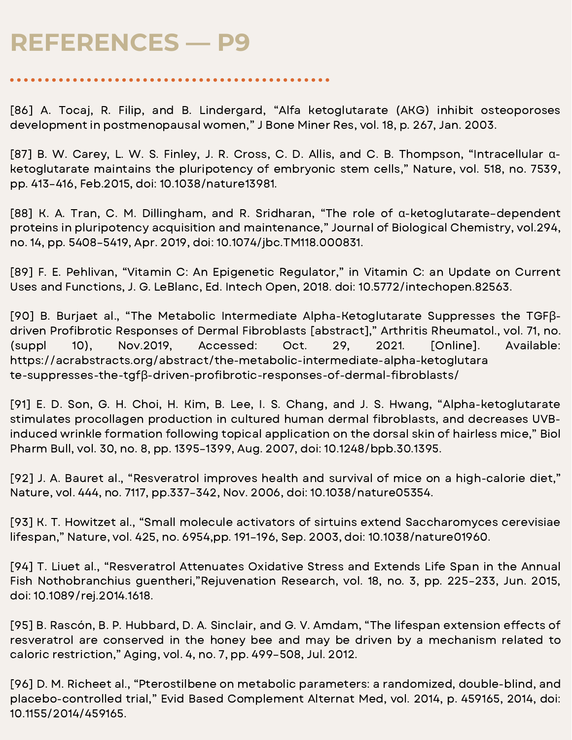# REFERENCES — P9

[86] A. Tocaj, R. Filip, and B. Lindergard, “Alfa ketoglutarate (AKG) inhibit osteoporoses development in postmenopausal women,” J Bone Miner Res, vol. 18, p. 267, Jan. 2003.

[87] B. W. Carey, L. W. S. Finley, J. R. Cross, C. D. Allis, and C. B. Thompson, “Intracellular α-ketoglutarate maintains the pluripotency of embryonic stem cells,” Nature, vol. 518, no. 7539, pp. 413–416, Feb.2015, doi: 10.1038/nature13981.

[88] K. A. Tran, C. M. Dillingham, and R. Sridharan, “The role of α-ketoglutarate-dependent proteins in pluripotency acquisition and maintenance,” Journal of Biological Chemistry, vol.294, no. 14, pp. 5408–5419, Apr. 2019, doi: 10.1074/jbc.TM118.000831.

[89] F. E. Pehlivan, “Vitamin C: An Epigenetic Regulator,” in Vitamin C: an Update on Current Uses and Functions, J. G. LeBlanc, Ed. Intech Open, 2018. doi: 10.5772/intechopen.82563.

[90] B. Burjaet al., “The Metabolic Intermediate Alpha-Ketoglutarate Suppresses the TGFβ-driven Profibrotic Responses of Dermal Fibroblasts [abstract],” Arthritis Rheumatol., vol. 71, no. (suppl 10), Nov.2019, Accessed: Oct. 29, 2021. [Online]. Available: https://acrabstracts.org/abstract/the-metabolic-intermediate-alpha-ketoglutarate-suppresses-the-tgfβ-driven-profibrotic-responses-of-dermal-fibroblasts/

[91] E. D. Son, G. H. Choi, H. Kim, B. Lee, I. S. Chang, and J. S. Hwang, “Alpha-ketoglutarate stimulates procollagen production in cultured human dermal fibroblasts, and decreases UVB-induced wrinkle formation following topical application on the dorsal skin of hairless mice,” Biol Pharm Bull, vol. 30, no. 8, pp. 1395–1399, Aug. 2007, doi: 10.1248/bpb.30.1395.

[92] J. A. Bauret al., “Resveratrol improves health and survival of mice on a high-calorie diet,” Nature, vol. 444, no. 7117, pp.337–342, Nov. 2006, doi: 10.1038/nature05354.

[93] K. T. Howitzet al., “Small molecule activators of sirtuins extend Saccharomyces cerevisiae lifespan,” Nature, vol. 425, no. 6954,pp. 191–196, Sep. 2003, doi: 10.1038/nature01960.

[94] T. Liuet al., “Resveratrol Attenuates Oxidative Stress and Extends Life Span in the Annual Fish Nothobranchius guentheri,”Rejuvenation Research, vol. 18, no. 3, pp. 225–233, Jun. 2015, doi: 10.1089/rej.2014.1618.

[95] B. Rascón, B. P. Hubbard, D. A. Sinclair, and G. V. Amdam, “The lifespan extension effects of resveratrol are conserved in the honey bee and may be driven by a mechanism related to caloric restriction,” Aging, vol. 4, no. 7, pp. 499–508, Jul. 2012.

[96] D. M. Richeet al., “Pterostilbene on metabolic parameters: a randomized, double-blind, and placebo-controlled trial,” Evid Based Complement Alternat Med, vol. 2014, p. 459165, 2014, doi: 10.1155/2014/459165.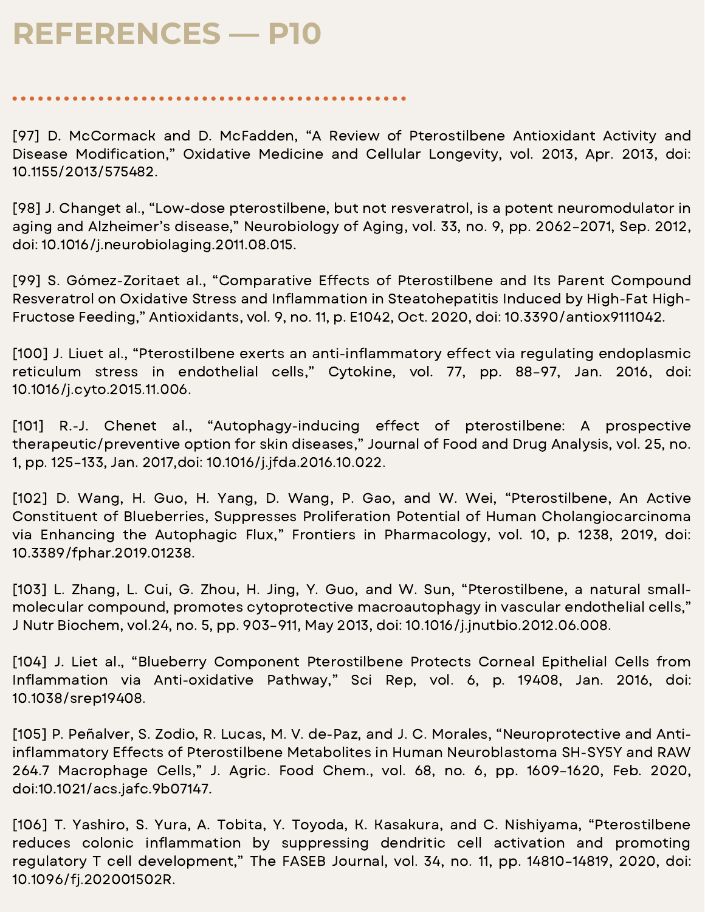# REFERENCES — P10

[97] D. McCormack and D. McFadden, "A Review of Pterostilbene Antioxidant Activity and Disease Modification," Oxidative Medicine and Cellular Longevity, vol. 2013, Apr. 2013, doi: 10.1155/2013/575482.

[98] J. Changet al., "Low-dose pterostilbene, but not resveratrol, is a potent neuromodulator in aging and Alzheimer's disease," Neurobiology of Aging, vol. 33, no. 9, pp. 2062–2071, Sep. 2012, doi: 10.1016/j.neurobiolaging.2011.08.015.

[99] S. Gómez-Zoritaet al., "Comparative Effects of Pterostilbene and Its Parent Compound Resveratrol on Oxidative Stress and Inflammation in Steatohepatitis Induced by High-Fat High-Fructose Feeding," Antioxidants, vol. 9, no. 11, p. E1042, Oct. 2020, doi: 10.3390/antiox9111042.

[100] J. Liuet al., "Pterostilbene exerts an anti-inflammatory effect via regulating endoplasmic reticulum stress in endothelial cells," Cytokine, vol. 77, pp. 88–97, Jan. 2016, doi: 10.1016/j.cyto.2015.11.006.

[101] R.-J. Chenet al., "Autophagy-inducing effect of pterostilbene: A prospective therapeutic/preventive option for skin diseases," Journal of Food and Drug Analysis, vol. 25, no. 1, pp. 125–133, Jan. 2017,doi: 10.1016/j.jfda.2016.10.022.

[102] D. Wang, H. Guo, H. Yang, D. Wang, P. Gao, and W. Wei, "Pterostilbene, An Active Constituent of Blueberries, Suppresses Proliferation Potential of Human Cholangiocarcinoma via Enhancing the Autophagic Flux," Frontiers in Pharmacology, vol. 10, p. 1238, 2019, doi: 10.3389/fphar.2019.01238.

[103] L. Zhang, L. Cui, G. Zhou, H. Jing, Y. Guo, and W. Sun, "Pterostilbene, a natural small-molecular compound, promotes cytoprotective macroautophagy in vascular endothelial cells," J Nutr Biochem, vol.24, no. 5, pp. 903–911, May 2013, doi: 10.1016/j.jnutbio.2012.06.008.

[104] J. Liet al., "Blueberry Component Pterostilbene Protects Corneal Epithelial Cells from Inflammation via Anti-oxidative Pathway," Sci Rep, vol. 6, p. 19408, Jan. 2016, doi: 10.1038/srep19408.

[105] P. Peñalver, S. Zodio, R. Lucas, M. V. de-Paz, and J. C. Morales, "Neuroprotective and Anti-inflammatory Effects of Pterostilbene Metabolites in Human Neuroblastoma SH-SY5Y and RAW 264.7 Macrophage Cells," J. Agric. Food Chem., vol. 68, no. 6, pp. 1609–1620, Feb. 2020, doi:10.1021/acs.jafc.9b07147.

[106] T. Yashiro, S. Yura, A. Tobita, Y. Toyoda, K. Kasakura, and C. Nishiyama, "Pterostilbene reduces colonic inflammation by suppressing dendritic cell activation and promoting regulatory T cell development," The FASEB Journal, vol. 34, no. 11, pp. 14810–14819, 2020, doi: 10.1096/fj.202001502R.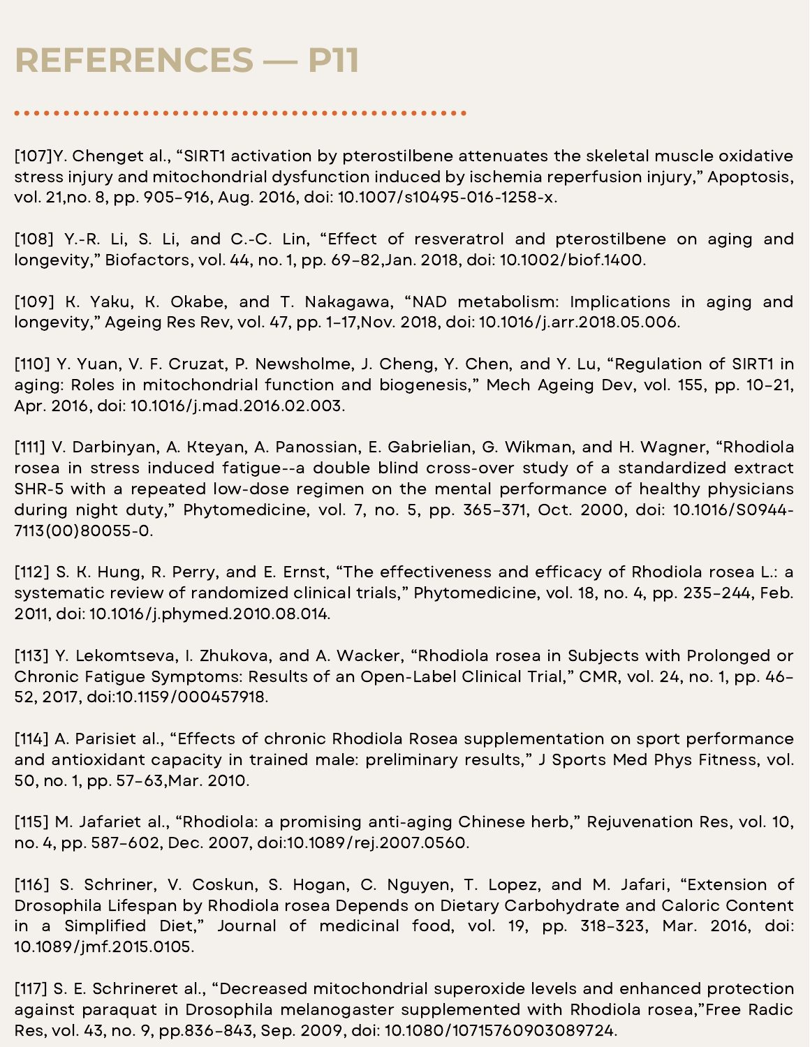# REFERENCES — P11

[107]Y. Chenget al., “SIRT1 activation by pterostilbene attenuates the skeletal muscle oxidative stress injury and mitochondrial dysfunction induced by ischemia reperfusion injury,” Apoptosis, vol. 21,no. 8, pp. 905–916, Aug. 2016, doi: 10.1007/s10495-016-1258-x.

[108] Y.-R. Li, S. Li, and C.-C. Lin, “Effect of resveratrol and pterostilbene on aging and longevity,” Biofactors, vol. 44, no. 1, pp. 69–82,Jan. 2018, doi: 10.1002/biof.1400.

[109] K. Yaku, K. Okabe, and T. Nakagawa, “NAD metabolism: Implications in aging and longevity,” Ageing Res Rev, vol. 47, pp. 1–17,Nov. 2018, doi: 10.1016/j.arr.2018.05.006.

[110] Y. Yuan, V. F. Cruzat, P. Newsholme, J. Cheng, Y. Chen, and Y. Lu, “Regulation of SIRT1 in aging: Roles in mitochondrial function and biogenesis,” Mech Ageing Dev, vol. 155, pp. 10–21, Apr. 2016, doi: 10.1016/j.mad.2016.02.003.

[111] V. Darbinyan, A. Kteyan, A. Panossian, E. Gabrielian, G. Wikman, and H. Wagner, “Rhodiola rosea in stress induced fatigue--a double blind cross-over study of a standardized extract SHR-5 with a repeated low-dose regimen on the mental performance of healthy physicians during night duty,” Phytomedicine, vol. 7, no. 5, pp. 365–371, Oct. 2000, doi: 10.1016/S0944-7113(00)80055-0.

[112] S. K. Hung, R. Perry, and E. Ernst, “The effectiveness and efficacy of Rhodiola rosea L.: a systematic review of randomized clinical trials,” Phytomedicine, vol. 18, no. 4, pp. 235–244, Feb. 2011, doi: 10.1016/j.phymed.2010.08.014.

[113] Y. Lekomtseva, I. Zhukova, and A. Wacker, “Rhodiola rosea in Subjects with Prolonged or Chronic Fatigue Symptoms: Results of an Open-Label Clinical Trial,” CMR, vol. 24, no. 1, pp. 46–52, 2017, doi:10.1159/000457918.

[114] A. Parisiet al., “Effects of chronic Rhodiola Rosea supplementation on sport performance and antioxidant capacity in trained male: preliminary results,” J Sports Med Phys Fitness, vol. 50, no. 1, pp. 57–63,Mar. 2010.

[115] M. Jafariet al., “Rhodiola: a promising anti-aging Chinese herb,” Rejuvenation Res, vol. 10, no. 4, pp. 587–602, Dec. 2007, doi:10.1089/rej.2007.0560.

[116] S. Schriner, V. Coskun, S. Hogan, C. Nguyen, T. Lopez, and M. Jafari, “Extension of Drosophila Lifespan by Rhodiola rosea Depends on Dietary Carbohydrate and Caloric Content in a Simplified Diet,” Journal of medicinal food, vol. 19, pp. 318–323, Mar. 2016, doi: 10.1089/jmf.2015.0105.

[117] S. E. Schrineret al., “Decreased mitochondrial superoxide levels and enhanced protection against paraquat in Drosophila melanogaster supplemented with Rhodiola rosea,”Free Radic Res, vol. 43, no. 9, pp.836–843, Sep. 2009, doi: 10.1080/10715760903089724.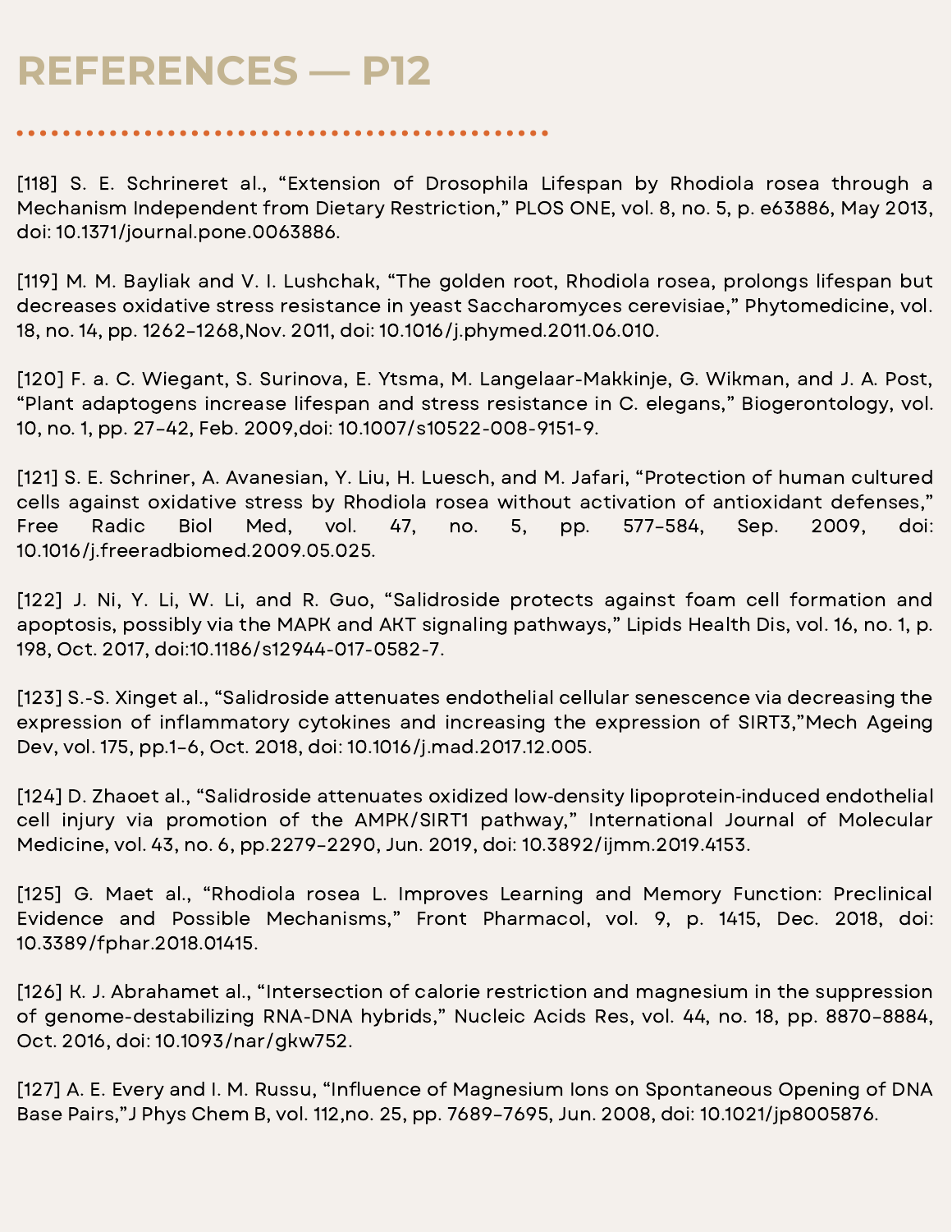# REFERENCES — P12

[118] S. E. Schrineret al., “Extension of Drosophila Lifespan by Rhodiola rosea through a Mechanism Independent from Dietary Restriction,” PLOS ONE, vol. 8, no. 5, p. e63886, May 2013, doi: 10.1371/journal.pone.0063886.

[119] M. M. Bayliak and V. I. Lushchak, “The golden root, Rhodiola rosea, prolongs lifespan but decreases oxidative stress resistance in yeast Saccharomyces cerevisiae,” Phytomedicine, vol. 18, no. 14, pp. 1262–1268,Nov. 2011, doi: 10.1016/j.phymed.2011.06.010.

[120] F. a. C. Wiegant, S. Surinova, E. Ytsma, M. Langelaar-Makkinje, G. Wikman, and J. A. Post, “Plant adaptogens increase lifespan and stress resistance in C. elegans,” Biogerontology, vol. 10, no. 1, pp. 27–42, Feb. 2009,doi: 10.1007/s10522-008-9151-9.

[121] S. E. Schriner, A. Avanesian, Y. Liu, H. Luesch, and M. Jafari, “Protection of human cultured cells against oxidative stress by Rhodiola rosea without activation of antioxidant defenses,” Free Radic Biol Med, vol. 47, no. 5, pp. 577–584, Sep. 2009, doi: 10.1016/j.freeradbiomed.2009.05.025.

[122] J. Ni, Y. Li, W. Li, and R. Guo, “Salidroside protects against foam cell formation and apoptosis, possibly via the MAPK and AKT signaling pathways,” Lipids Health Dis, vol. 16, no. 1, p. 198, Oct. 2017, doi:10.1186/s12944-017-0582-7.

[123] S.-S. Xinget al., “Salidroside attenuates endothelial cellular senescence via decreasing the expression of inflammatory cytokines and increasing the expression of SIRT3,”Mech Ageing Dev, vol. 175, pp.1–6, Oct. 2018, doi: 10.1016/j.mad.2017.12.005.

[124] D. Zhaoet al., “Salidroside attenuates oxidized low-density lipoprotein-induced endothelial cell injury via promotion of the AMPK/SIRT1 pathway,” International Journal of Molecular Medicine, vol. 43, no. 6, pp.2279–2290, Jun. 2019, doi: 10.3892/ijmm.2019.4153.

[125] G. Maet al., “Rhodiola rosea L. Improves Learning and Memory Function: Preclinical Evidence and Possible Mechanisms,” Front Pharmacol, vol. 9, p. 1415, Dec. 2018, doi: 10.3389/fphar.2018.01415.

[126] K. J. Abrahamet al., “Intersection of calorie restriction and magnesium in the suppression of genome-destabilizing RNA-DNA hybrids,” Nucleic Acids Res, vol. 44, no. 18, pp. 8870–8884, Oct. 2016, doi: 10.1093/nar/gkw752.

[127] A. E. Every and I. M. Russu, “Influence of Magnesium Ions on Spontaneous Opening of DNA Base Pairs,”J Phys Chem B, vol. 112,no. 25, pp. 7689–7695, Jun. 2008, doi: 10.1021/jp8005876.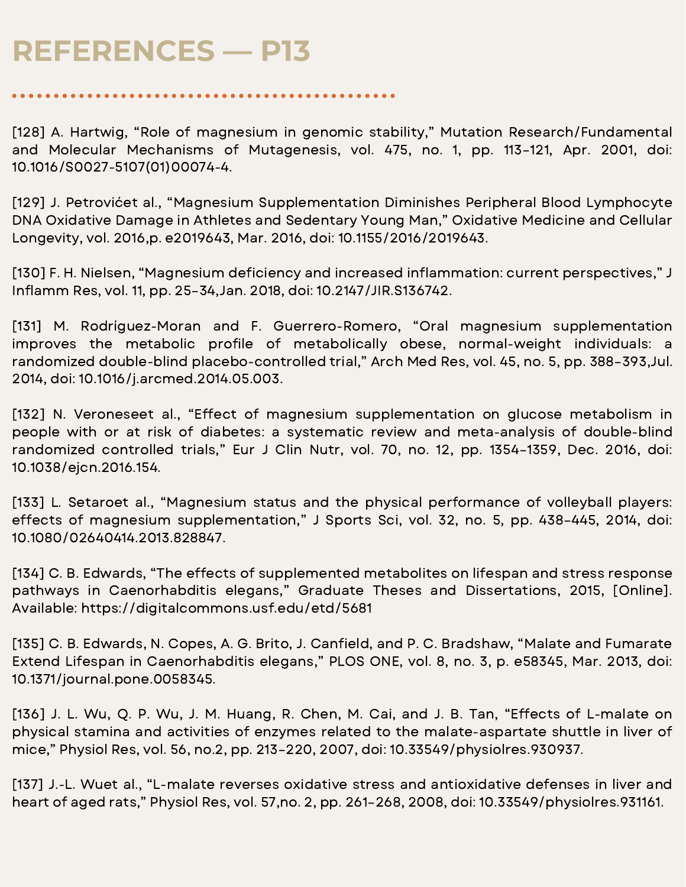# REFERENCES — P13

[128] A. Hartwig, "Role of magnesium in genomic stability," Mutation Research/Fundamental and Molecular Mechanisms of Mutagenesis, vol. 475, no. 1, pp. 113–121, Apr. 2001, doi: 10.1016/S0027-5107(01)00074-4.

[129] J. Petrovićet al., "Magnesium Supplementation Diminishes Peripheral Blood Lymphocyte DNA Oxidative Damage in Athletes and Sedentary Young Man," Oxidative Medicine and Cellular Longevity, vol. 2016,p. e2019643, Mar. 2016, doi: 10.1155/2016/2019643.

[130] F. H. Nielsen, "Magnesium deficiency and increased inflammation: current perspectives," J Inflamm Res, vol. 11, pp. 25–34,Jan. 2018, doi: 10.2147/JIR.S136742.

[131] M. Rodríguez-Moran and F. Guerrero-Romero, "Oral magnesium supplementation improves the metabolic profile of metabolically obese, normal-weight individuals: a randomized double-blind placebo-controlled trial," Arch Med Res, vol. 45, no. 5, pp. 388–393,Jul. 2014, doi: 10.1016/j.arcmed.2014.05.003.

[132] N. Veroneseet al., "Effect of magnesium supplementation on glucose metabolism in people with or at risk of diabetes: a systematic review and meta-analysis of double-blind randomized controlled trials," Eur J Clin Nutr, vol. 70, no. 12, pp. 1354–1359, Dec. 2016, doi: 10.1038/ejcn.2016.154.

[133] L. Setaroet al., "Magnesium status and the physical performance of volleyball players: effects of magnesium supplementation," J Sports Sci, vol. 32, no. 5, pp. 438–445, 2014, doi: 10.1080/02640414.2013.828847.

[134] C. B. Edwards, "The effects of supplemented metabolites on lifespan and stress response pathways in Caenorhabditis elegans," Graduate Theses and Dissertations, 2015, [Online]. Available: https://digitalcommons.usf.edu/etd/5681

[135] C. B. Edwards, N. Copes, A. G. Brito, J. Canfield, and P. C. Bradshaw, "Malate and Fumarate Extend Lifespan in Caenorhabditis elegans," PLOS ONE, vol. 8, no. 3, p. e58345, Mar. 2013, doi: 10.1371/journal.pone.0058345.

[136] J. L. Wu, Q. P. Wu, J. M. Huang, R. Chen, M. Cai, and J. B. Tan, "Effects of L-malate on physical stamina and activities of enzymes related to the malate-aspartate shuttle in liver of mice," Physiol Res, vol. 56, no.2, pp. 213–220, 2007, doi: 10.33549/physiolres.930937.

[137] J.-L. Wuet al., "L-malate reverses oxidative stress and antioxidative defenses in liver and heart of aged rats," Physiol Res, vol. 57,no. 2, pp. 261–268, 2008, doi: 10.33549/physiolres.931161.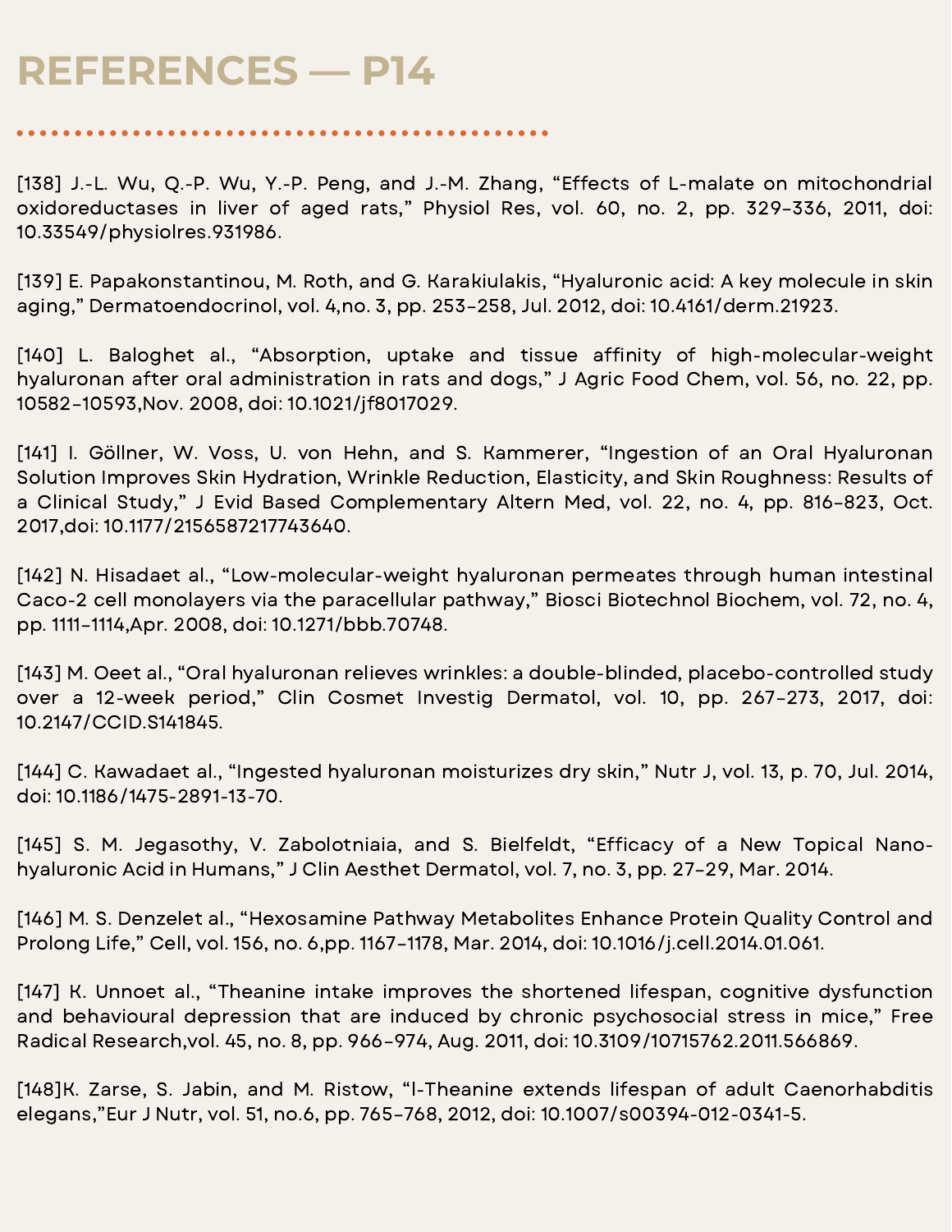# REFERENCES — P14

[138] J.-L. Wu, Q.-P. Wu, Y.-P. Peng, and J.-M. Zhang, "Effects of L-malate on mitochondrial oxidoreductases in liver of aged rats," Physiol Res, vol. 60, no. 2, pp. 329–336, 2011, doi: 10.33549/physiolres.931986.

[139] E. Papakonstantinou, M. Roth, and G. Karakiulakis, "Hyaluronic acid: A key molecule in skin aging," Dermatoendocrinol, vol. 4,no. 3, pp. 253–258, Jul. 2012, doi: 10.4161/derm.21923.

[140] L. Baloghet al., "Absorption, uptake and tissue affinity of high-molecular-weight hyaluronan after oral administration in rats and dogs," J Agric Food Chem, vol. 56, no. 22, pp. 10582–10593,Nov. 2008, doi: 10.1021/jf8017029.

[141] I. Göllner, W. Voss, U. von Hehn, and S. Kammerer, "Ingestion of an Oral Hyaluronan Solution Improves Skin Hydration, Wrinkle Reduction, Elasticity, and Skin Roughness: Results of a Clinical Study," J Evid Based Complementary Altern Med, vol. 22, no. 4, pp. 816–823, Oct. 2017,doi: 10.1177/2156587217743640.

[142] N. Hisadaet al., "Low-molecular-weight hyaluronan permeates through human intestinal Caco-2 cell monolayers via the paracellular pathway," Biosci Biotechnol Biochem, vol. 72, no. 4, pp. 1111–1114,Apr. 2008, doi: 10.1271/bbb.70748.

[143] M. Oeet al., "Oral hyaluronan relieves wrinkles: a double-blinded, placebo-controlled study over a 12-week period," Clin Cosmet Investig Dermatol, vol. 10, pp. 267–273, 2017, doi: 10.2147/CCID.S141845.

[144] C. Kawadaet al., "Ingested hyaluronan moisturizes dry skin," Nutr J, vol. 13, p. 70, Jul. 2014, doi: 10.1186/1475-2891-13-70.

[145] S. M. Jegasothy, V. Zabolotniaia, and S. Bielfeldt, "Efficacy of a New Topical Nano-hyaluronic Acid in Humans," J Clin Aesthet Dermatol, vol. 7, no. 3, pp. 27–29, Mar. 2014.

[146] M. S. Denzelet al., "Hexosamine Pathway Metabolites Enhance Protein Quality Control and Prolong Life," Cell, vol. 156, no. 6,pp. 1167–1178, Mar. 2014, doi: 10.1016/j.cell.2014.01.061.

[147] K. Unnoet al., "Theanine intake improves the shortened lifespan, cognitive dysfunction and behavioural depression that are induced by chronic psychosocial stress in mice," Free Radical Research,vol. 45, no. 8, pp. 966–974, Aug. 2011, doi: 10.3109/10715762.2011.566869.

[148]K. Zarse, S. Jabin, and M. Ristow, "l-Theanine extends lifespan of adult Caenorhabditis elegans,"Eur J Nutr, vol. 51, no.6, pp. 765–768, 2012, doi: 10.1007/s00394-012-0341-5.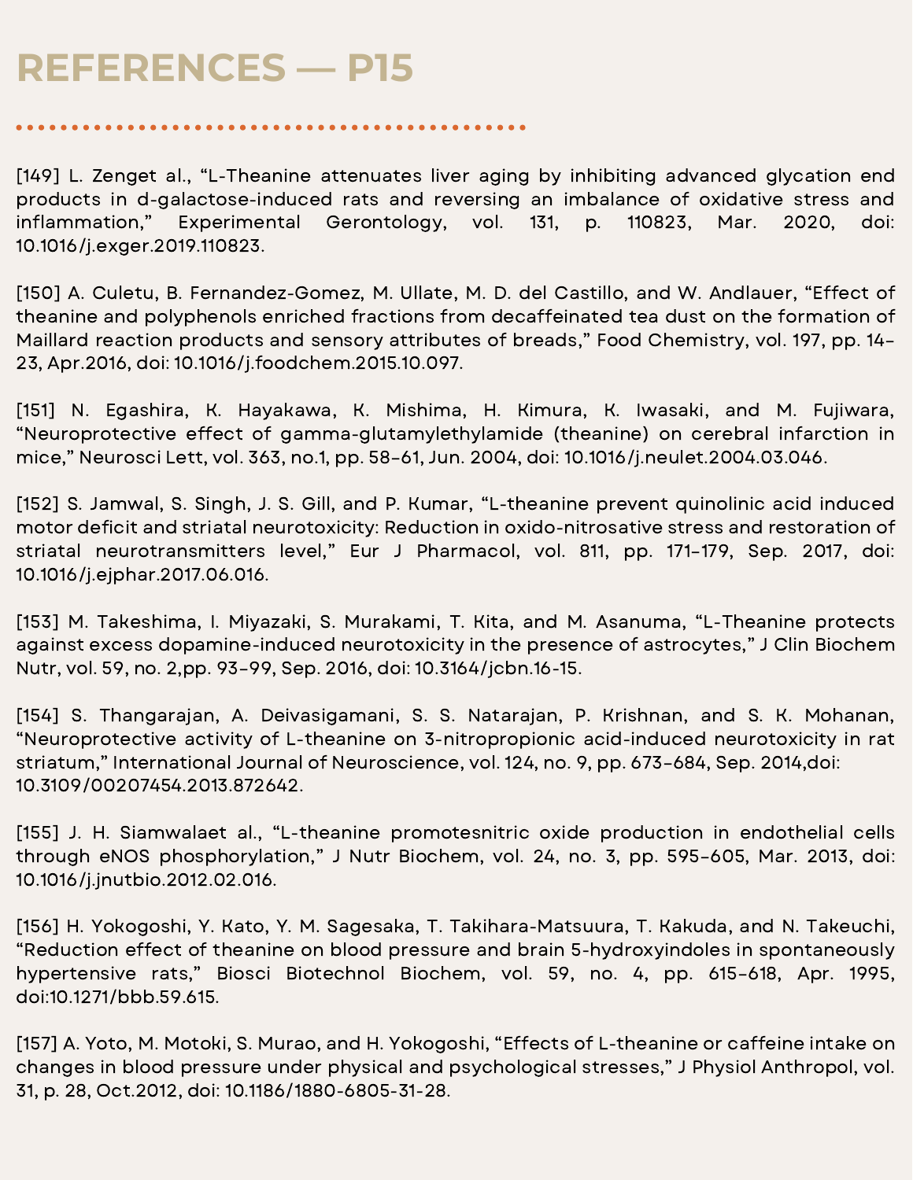# REFERENCES — P15

[149] L. Zenget al., “L-Theanine attenuates liver aging by inhibiting advanced glycation end products in d-galactose-induced rats and reversing an imbalance of oxidative stress and inflammation,” Experimental Gerontology, vol. 131, p. 110823, Mar. 2020, doi: 10.1016/j.exger.2019.110823.

[150] A. Culetu, B. Fernandez-Gomez, M. Ullate, M. D. del Castillo, and W. Andlauer, “Effect of theanine and polyphenols enriched fractions from decaffeinated tea dust on the formation of Maillard reaction products and sensory attributes of breads,” Food Chemistry, vol. 197, pp. 14–23, Apr.2016, doi: 10.1016/j.foodchem.2015.10.097.

[151] N. Egashira, K. Hayakawa, K. Mishima, H. Kimura, K. Iwasaki, and M. Fujiwara, “Neuroprotective effect of gamma-glutamylethylamide (theanine) on cerebral infarction in mice,” Neurosci Lett, vol. 363, no.1, pp. 58–61, Jun. 2004, doi: 10.1016/j.neulet.2004.03.046.

[152] S. Jamwal, S. Singh, J. S. Gill, and P. Kumar, “L-theanine prevent quinolinic acid induced motor deficit and striatal neurotoxicity: Reduction in oxido-nitrosative stress and restoration of striatal neurotransmitters level,” Eur J Pharmacol, vol. 811, pp. 171–179, Sep. 2017, doi: 10.1016/j.ejphar.2017.06.016.

[153] M. Takeshima, I. Miyazaki, S. Murakami, T. Kita, and M. Asanuma, “L-Theanine protects against excess dopamine-induced neurotoxicity in the presence of astrocytes,” J Clin Biochem Nutr, vol. 59, no. 2,pp. 93–99, Sep. 2016, doi: 10.3164/jcbn.16-15.

[154] S. Thangarajan, A. Deivasigamani, S. S. Natarajan, P. Krishnan, and S. K. Mohanan, “Neuroprotective activity of L-theanine on 3-nitropropionic acid-induced neurotoxicity in rat striatum,” International Journal of Neuroscience, vol. 124, no. 9, pp. 673–684, Sep. 2014,doi: 10.3109/00207454.2013.872642.

[155] J. H. Siamwalaet al., “L-theanine promotesnitric oxide production in endothelial cells through eNOS phosphorylation,” J Nutr Biochem, vol. 24, no. 3, pp. 595–605, Mar. 2013, doi: 10.1016/j.jnutbio.2012.02.016.

[156] H. Yokogoshi, Y. Kato, Y. M. Sagesaka, T. Takihara-Matsuura, T. Kakuda, and N. Takeuchi, “Reduction effect of theanine on blood pressure and brain 5-hydroxyindoles in spontaneously hypertensive rats,” Biosci Biotechnol Biochem, vol. 59, no. 4, pp. 615–618, Apr. 1995, doi:10.1271/bbb.59.615.

[157] A. Yoto, M. Motoki, S. Murao, and H. Yokogoshi, “Effects of L-theanine or caffeine intake on changes in blood pressure under physical and psychological stresses,” J Physiol Anthropol, vol. 31, p. 28, Oct.2012, doi: 10.1186/1880-6805-31-28.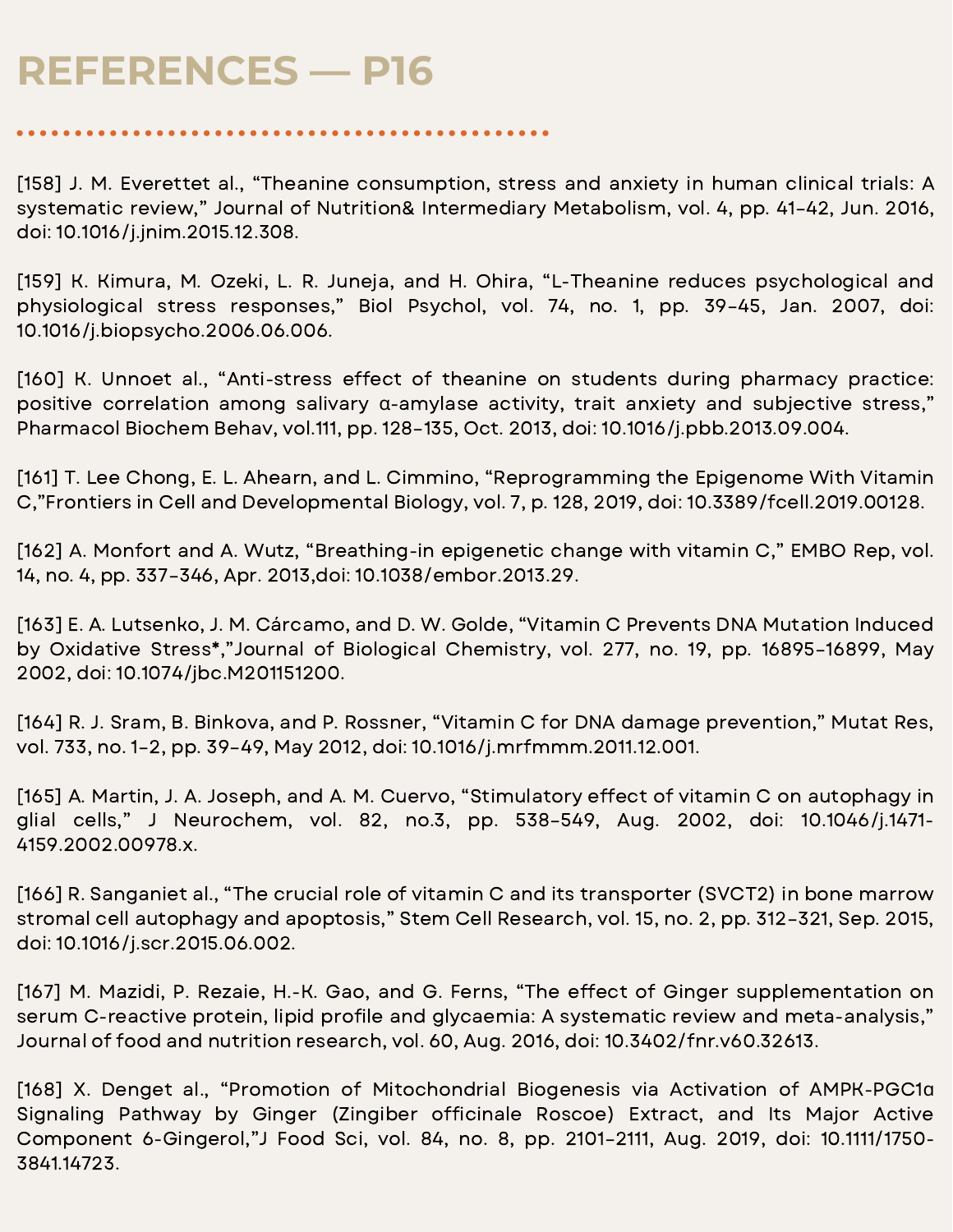# REFERENCES — P16

[158] J. M. Everettet al., “Theanine consumption, stress and anxiety in human clinical trials: A systematic review,” Journal of Nutrition& Intermediary Metabolism, vol. 4, pp. 41–42, Jun. 2016, doi: 10.1016/j.jnim.2015.12.308.

[159] K. Kimura, M. Ozeki, L. R. Juneja, and H. Ohira, “L-Theanine reduces psychological and physiological stress responses,” Biol Psychol, vol. 74, no. 1, pp. 39–45, Jan. 2007, doi: 10.1016/j.biopsycho.2006.06.006.

[160] K. Unnoet al., “Anti-stress effect of theanine on students during pharmacy practice: positive correlation among salivary α-amylase activity, trait anxiety and subjective stress,” Pharmacol Biochem Behav, vol.111, pp. 128–135, Oct. 2013, doi: 10.1016/j.pbb.2013.09.004.

[161] T. Lee Chong, E. L. Ahearn, and L. Cimmino, “Reprogramming the Epigenome With Vitamin C,”Frontiers in Cell and Developmental Biology, vol. 7, p. 128, 2019, doi: 10.3389/fcell.2019.00128.

[162] A. Monfort and A. Wutz, “Breathing-in epigenetic change with vitamin C,” EMBO Rep, vol. 14, no. 4, pp. 337–346, Apr. 2013,doi: 10.1038/embor.2013.29.

[163] E. A. Lutsenko, J. M. Cárcamo, and D. W. Golde, “Vitamin C Prevents DNA Mutation Induced by Oxidative Stress*,”Journal of Biological Chemistry, vol. 277, no. 19, pp. 16895–16899, May 2002, doi: 10.1074/jbc.M201151200.

[164] R. J. Sram, B. Binkova, and P. Rossner, “Vitamin C for DNA damage prevention,” Mutat Res, vol. 733, no. 1–2, pp. 39–49, May 2012, doi: 10.1016/j.mrfmmm.2011.12.001.

[165] A. Martin, J. A. Joseph, and A. M. Cuervo, “Stimulatory effect of vitamin C on autophagy in glial cells,” J Neurochem, vol. 82, no.3, pp. 538–549, Aug. 2002, doi: 10.1046/j.1471-4159.2002.00978.x.

[166] R. Sanganiet al., “The crucial role of vitamin C and its transporter (SVCT2) in bone marrow stromal cell autophagy and apoptosis,” Stem Cell Research, vol. 15, no. 2, pp. 312–321, Sep. 2015, doi: 10.1016/j.scr.2015.06.002.

[167] M. Mazidi, P. Rezaie, H.-K. Gao, and G. Ferns, “The effect of Ginger supplementation on serum C-reactive protein, lipid profile and glycaemia: A systematic review and meta-analysis,” Journal of food and nutrition research, vol. 60, Aug. 2016, doi: 10.3402/fnr.v60.32613.

[168] X. Denget al., “Promotion of Mitochondrial Biogenesis via Activation of AMPK-PGC1α Signaling Pathway by Ginger (Zingiber officinale Roscoe) Extract, and Its Major Active Component 6-Gingerol,”J Food Sci, vol. 84, no. 8, pp. 2101–2111, Aug. 2019, doi: 10.1111/1750-3841.14723.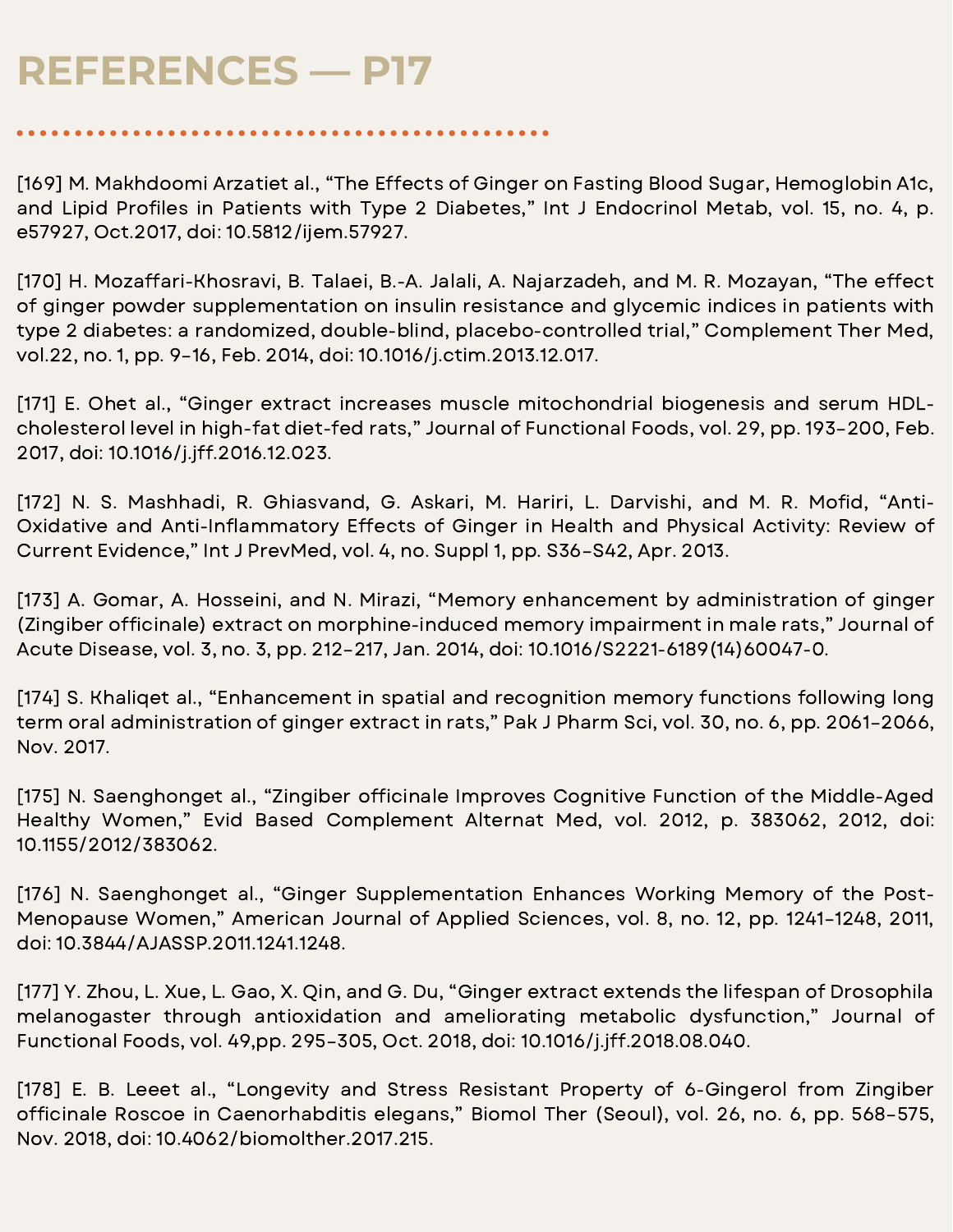# REFERENCES — P17

[169] M. Makhdoomi Arzatiet al., “The Effects of Ginger on Fasting Blood Sugar, Hemoglobin A1c, and Lipid Profiles in Patients with Type 2 Diabetes,” Int J Endocrinol Metab, vol. 15, no. 4, p. e57927, Oct.2017, doi: 10.5812/ijem.57927.

[170] H. Mozaffari-Khosravi, B. Talaei, B.-A. Jalali, A. Najarzadeh, and M. R. Mozayan, “The effect of ginger powder supplementation on insulin resistance and glycemic indices in patients with type 2 diabetes: a randomized, double-blind, placebo-controlled trial,” Complement Ther Med, vol.22, no. 1, pp. 9–16, Feb. 2014, doi: 10.1016/j.ctim.2013.12.017.

[171] E. Ohet al., “Ginger extract increases muscle mitochondrial biogenesis and serum HDL-cholesterol level in high-fat diet-fed rats,” Journal of Functional Foods, vol. 29, pp. 193–200, Feb. 2017, doi: 10.1016/j.jff.2016.12.023.

[172] N. S. Mashhadi, R. Ghiasvand, G. Askari, M. Hariri, L. Darvishi, and M. R. Mofid, “Anti-Oxidative and Anti-Inflammatory Effects of Ginger in Health and Physical Activity: Review of Current Evidence,” Int J PrevMed, vol. 4, no. Suppl 1, pp. S36–S42, Apr. 2013.

[173] A. Gomar, A. Hosseini, and N. Mirazi, “Memory enhancement by administration of ginger (Zingiber officinale) extract on morphine-induced memory impairment in male rats,” Journal of Acute Disease, vol. 3, no. 3, pp. 212–217, Jan. 2014, doi: 10.1016/S2221-6189(14)60047-0.

[174] S. Khaliqet al., “Enhancement in spatial and recognition memory functions following long term oral administration of ginger extract in rats,” Pak J Pharm Sci, vol. 30, no. 6, pp. 2061–2066, Nov. 2017.

[175] N. Saenghonget al., “Zingiber officinale Improves Cognitive Function of the Middle-Aged Healthy Women,” Evid Based Complement Alternat Med, vol. 2012, p. 383062, 2012, doi: 10.1155/2012/383062.

[176] N. Saenghonget al., “Ginger Supplementation Enhances Working Memory of the Post-Menopause Women,” American Journal of Applied Sciences, vol. 8, no. 12, pp. 1241–1248, 2011, doi: 10.3844/AJASSP.2011.1241.1248.

[177] Y. Zhou, L. Xue, L. Gao, X. Qin, and G. Du, “Ginger extract extends the lifespan of Drosophila melanogaster through antioxidation and ameliorating metabolic dysfunction,” Journal of Functional Foods, vol. 49,pp. 295–305, Oct. 2018, doi: 10.1016/j.jff.2018.08.040.

[178] E. B. Leeet al., “Longevity and Stress Resistant Property of 6-Gingerol from Zingiber officinale Roscoe in Caenorhabditis elegans,” Biomol Ther (Seoul), vol. 26, no. 6, pp. 568–575, Nov. 2018, doi: 10.4062/biomolther.2017.215.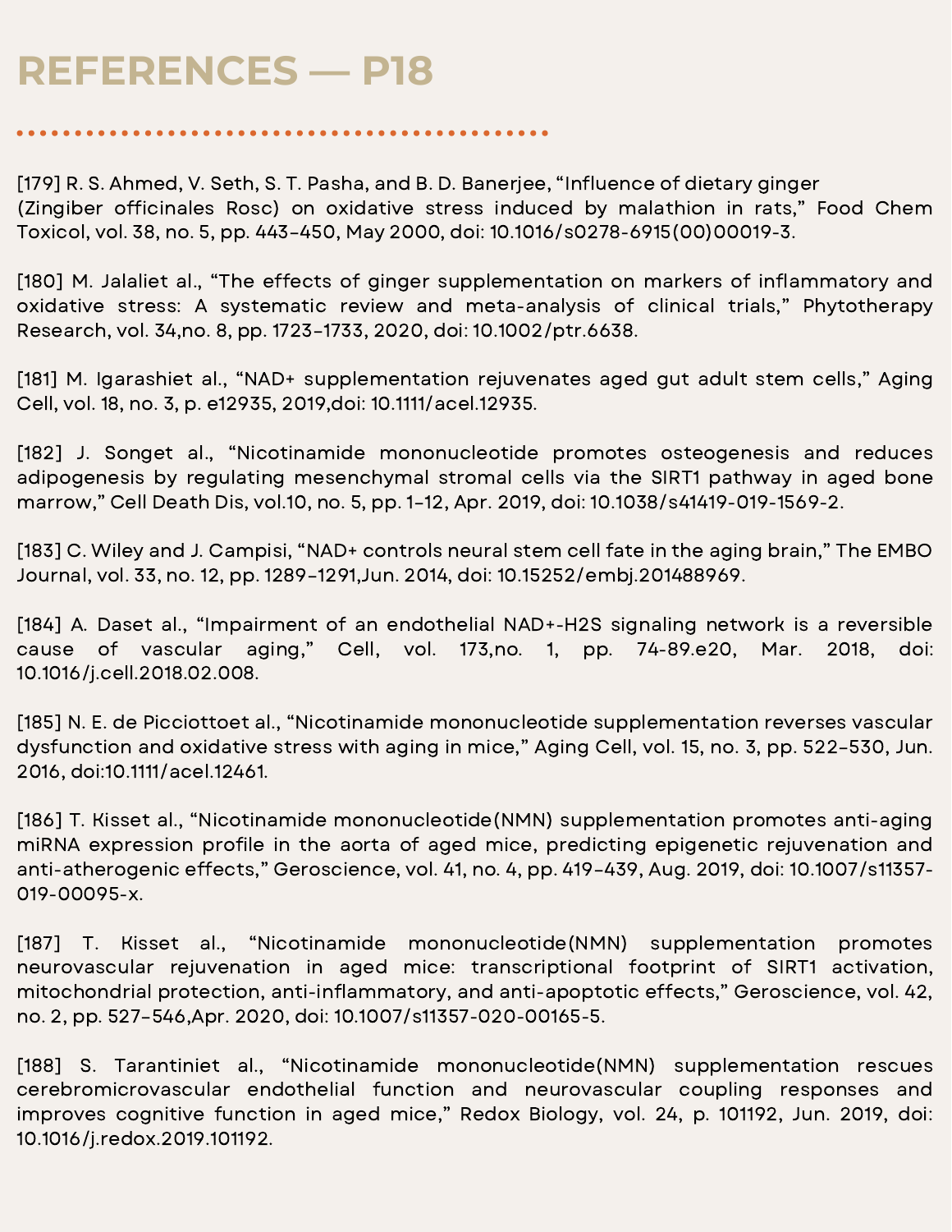# REFERENCES — P18

[179] R. S. Ahmed, V. Seth, S. T. Pasha, and B. D. Banerjee, “Influence of dietary ginger (Zingiber officinales Rosc) on oxidative stress induced by malathion in rats,” Food Chem Toxicol, vol. 38, no. 5, pp. 443–450, May 2000, doi: 10.1016/s0278-6915(00)00019-3.

[180] M. Jalaliet al., “The effects of ginger supplementation on markers of inflammatory and oxidative stress: A systematic review and meta-analysis of clinical trials,” Phytotherapy Research, vol. 34,no. 8, pp. 1723–1733, 2020, doi: 10.1002/ptr.6638.

[181] M. Igarashiet al., “NAD+ supplementation rejuvenates aged gut adult stem cells,” Aging Cell, vol. 18, no. 3, p. e12935, 2019,doi: 10.1111/acel.12935.

[182] J. Songet al., “Nicotinamide mononucleotide promotes osteogenesis and reduces adipogenesis by regulating mesenchymal stromal cells via the SIRT1 pathway in aged bone marrow,” Cell Death Dis, vol.10, no. 5, pp. 1–12, Apr. 2019, doi: 10.1038/s41419-019-1569-2.

[183] C. Wiley and J. Campisi, “NAD+ controls neural stem cell fate in the aging brain,” The EMBO Journal, vol. 33, no. 12, pp. 1289–1291,Jun. 2014, doi: 10.15252/embj.201488969.

[184] A. Daset al., “Impairment of an endothelial NAD+-H2S signaling network is a reversible cause of vascular aging,” Cell, vol. 173,no. 1, pp. 74-89.e20, Mar. 2018, doi: 10.1016/j.cell.2018.02.008.

[185] N. E. de Picciottoet al., “Nicotinamide mononucleotide supplementation reverses vascular dysfunction and oxidative stress with aging in mice,” Aging Cell, vol. 15, no. 3, pp. 522–530, Jun. 2016, doi:10.1111/acel.12461.

[186] T. Kisset al., “Nicotinamide mononucleotide(NMN) supplementation promotes anti-aging miRNA expression profile in the aorta of aged mice, predicting epigenetic rejuvenation and anti-atherogenic effects,” Geroscience, vol. 41, no. 4, pp. 419–439, Aug. 2019, doi: 10.1007/s11357-019-00095-x.

[187] T. Kisset al., “Nicotinamide mononucleotide(NMN) supplementation promotes neurovascular rejuvenation in aged mice: transcriptional footprint of SIRT1 activation, mitochondrial protection, anti-inflammatory, and anti-apoptotic effects,” Geroscience, vol. 42, no. 2, pp. 527–546,Apr. 2020, doi: 10.1007/s11357-020-00165-5.

[188] S. Tarantiniet al., “Nicotinamide mononucleotide(NMN) supplementation rescues cerebromicrovascular endothelial function and neurovascular coupling responses and improves cognitive function in aged mice,” Redox Biology, vol. 24, p. 101192, Jun. 2019, doi: 10.1016/j.redox.2019.101192.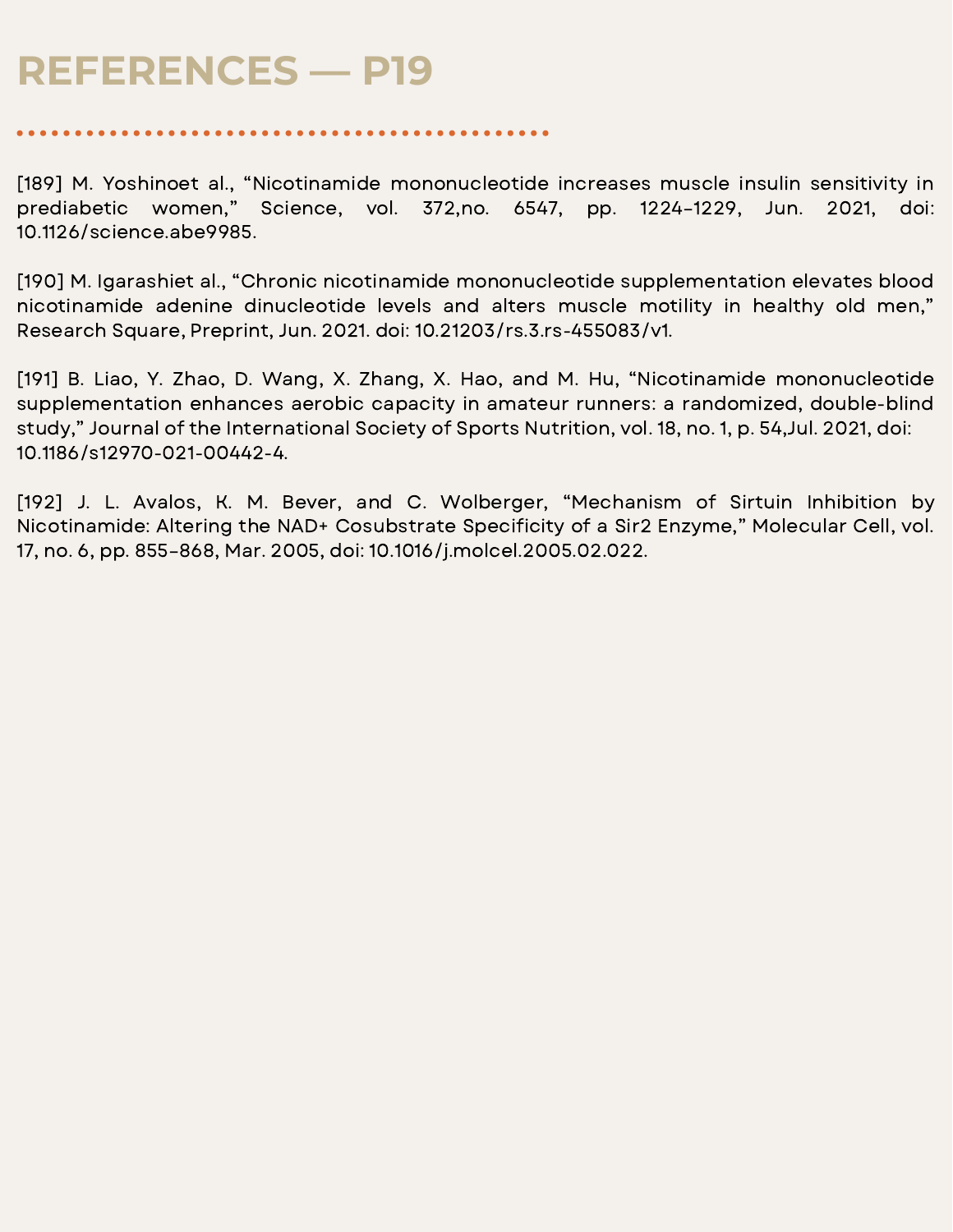# REFERENCES — P19

[189] M. Yoshinoet al., "Nicotinamide mononucleotide increases muscle insulin sensitivity in prediabetic women," Science, vol. 372,no. 6547, pp. 1224–1229, Jun. 2021, doi: 10.1126/science.abe9985.

[190] M. Igarashiet al., "Chronic nicotinamide mononucleotide supplementation elevates blood nicotinamide adenine dinucleotide levels and alters muscle motility in healthy old men," Research Square, Preprint, Jun. 2021. doi: 10.21203/rs.3.rs-455083/v1.

[191] B. Liao, Y. Zhao, D. Wang, X. Zhang, X. Hao, and M. Hu, "Nicotinamide mononucleotide supplementation enhances aerobic capacity in amateur runners: a randomized, double-blind study," Journal of the International Society of Sports Nutrition, vol. 18, no. 1, p. 54,Jul. 2021, doi: 10.1186/s12970-021-00442-4.

[192] J. L. Avalos, K. M. Bever, and C. Wolberger, "Mechanism of Sirtuin Inhibition by Nicotinamide: Altering the NAD+ Cosubstrate Specificity of a Sir2 Enzyme," Molecular Cell, vol. 17, no. 6, pp. 855–868, Mar. 2005, doi: 10.1016/j.molcel.2005.02.022.